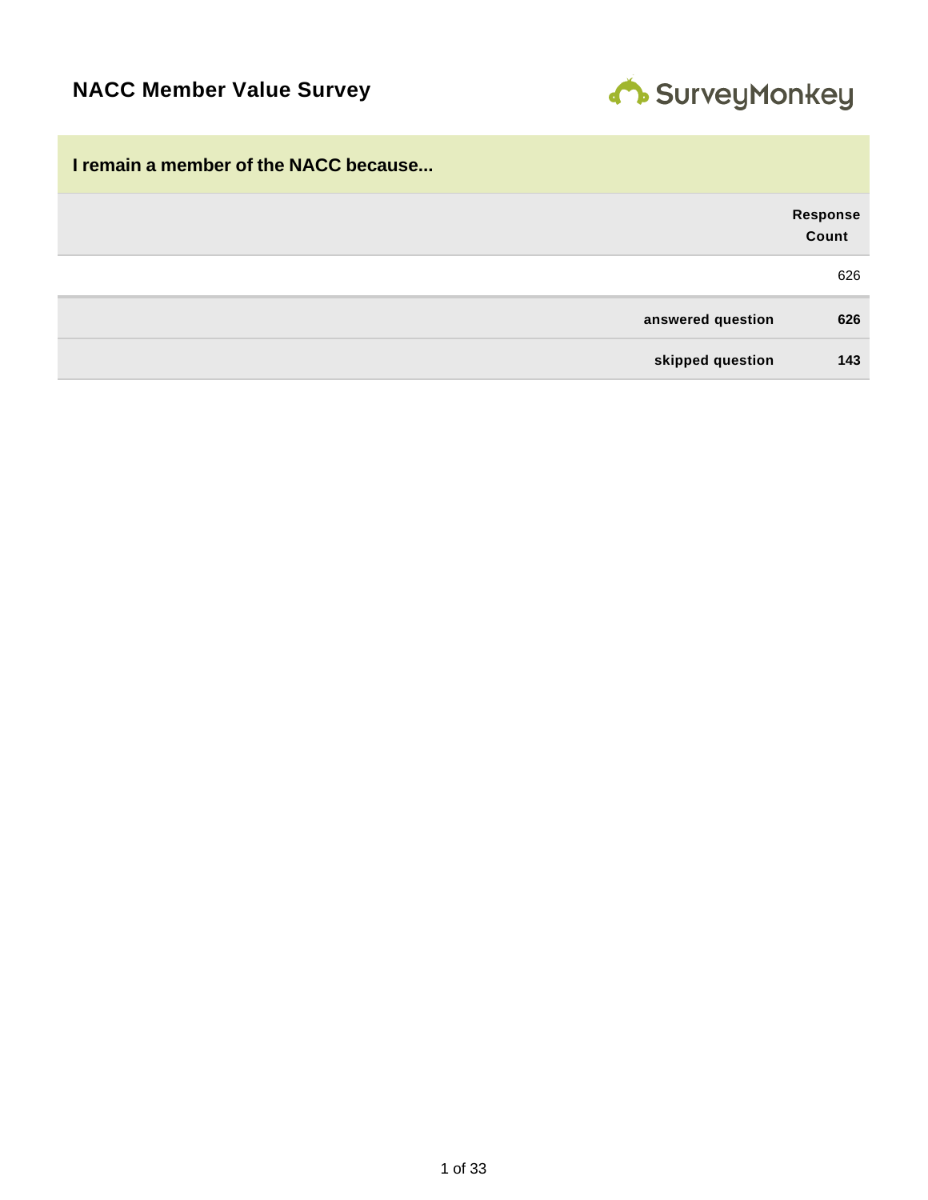# NACC Member Value Survey

## I remain a member of the NACC because...

| | Response Count |
|---|---|
| | 626 |
| **answered question** | **626** |
| **skipped question** | **143** |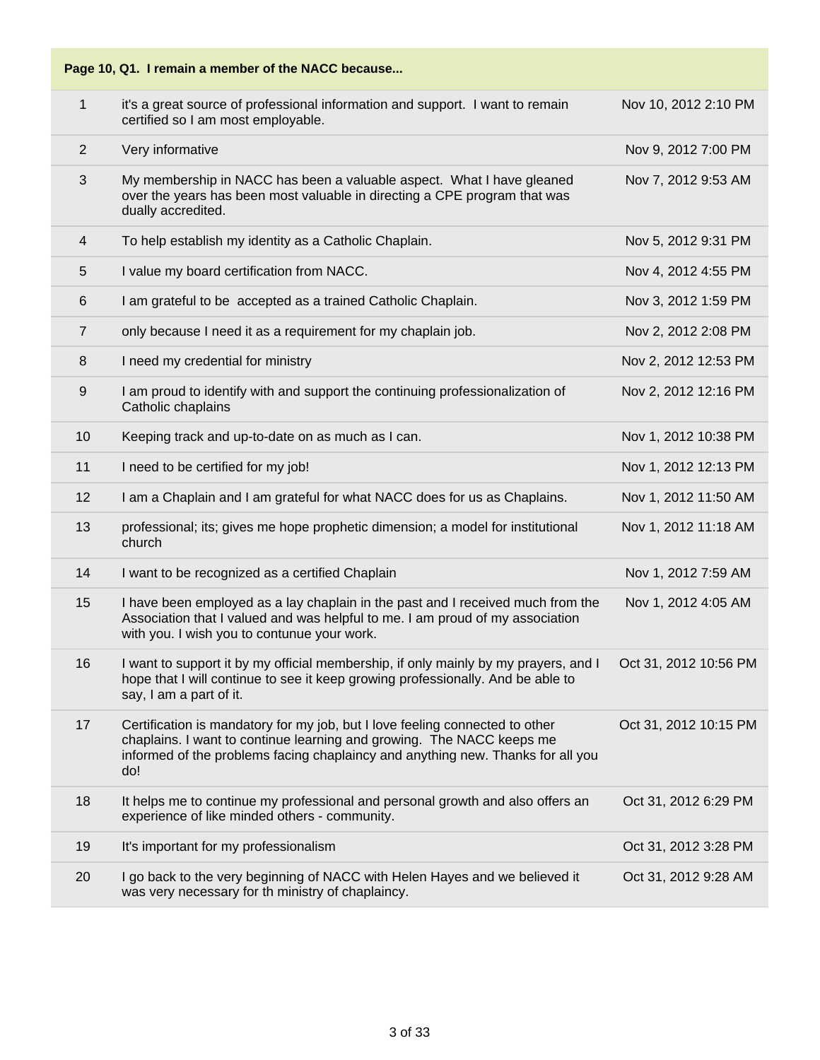| Page 10, Q1. I remain a member of the NACC because... | | |
|---|---|---|
| 1 | it's a great source of professional information and support. I want to remain certified so I am most employable. | Nov 10, 2012 2:10 PM |
| 2 | Very informative | Nov 9, 2012 7:00 PM |
| 3 | My membership in NACC has been a valuable aspect. What I have gleaned over the years has been most valuable in directing a CPE program that was dually accredited. | Nov 7, 2012 9:53 AM |
| 4 | To help establish my identity as a Catholic Chaplain. | Nov 5, 2012 9:31 PM |
| 5 | I value my board certification from NACC. | Nov 4, 2012 4:55 PM |
| 6 | I am grateful to be accepted as a trained Catholic Chaplain. | Nov 3, 2012 1:59 PM |
| 7 | only because I need it as a requirement for my chaplain job. | Nov 2, 2012 2:08 PM |
| 8 | I need my credential for ministry | Nov 2, 2012 12:53 PM |
| 9 | I am proud to identify with and support the continuing professionalization of Catholic chaplains | Nov 2, 2012 12:16 PM |
| 10 | Keeping track and up-to-date on as much as I can. | Nov 1, 2012 10:38 PM |
| 11 | I need to be certified for my job! | Nov 1, 2012 12:13 PM |
| 12 | I am a Chaplain and I am grateful for what NACC does for us as Chaplains. | Nov 1, 2012 11:50 AM |
| 13 | professional; its; gives me hope prophetic dimension; a model for institutional church | Nov 1, 2012 11:18 AM |
| 14 | I want to be recognized as a certified Chaplain | Nov 1, 2012 7:59 AM |
| 15 | I have been employed as a lay chaplain in the past and I received much from the Association that I valued and was helpful to me. I am proud of my association with you. I wish you to contunue your work. | Nov 1, 2012 4:05 AM |
| 16 | I want to support it by my official membership, if only mainly by my prayers, and I hope that I will continue to see it keep growing professionally. And be able to say, I am a part of it. | Oct 31, 2012 10:56 PM |
| 17 | Certification is mandatory for my job, but I love feeling connected to other chaplains. I want to continue learning and growing. The NACC keeps me informed of the problems facing chaplaincy and anything new. Thanks for all you do! | Oct 31, 2012 10:15 PM |
| 18 | It helps me to continue my professional and personal growth and also offers an experience of like minded others - community. | Oct 31, 2012 6:29 PM |
| 19 | It's important for my professionalism | Oct 31, 2012 3:28 PM |
| 20 | I go back to the very beginning of NACC with Helen Hayes and we believed it was very necessary for th ministry of chaplaincy. | Oct 31, 2012 9:28 AM |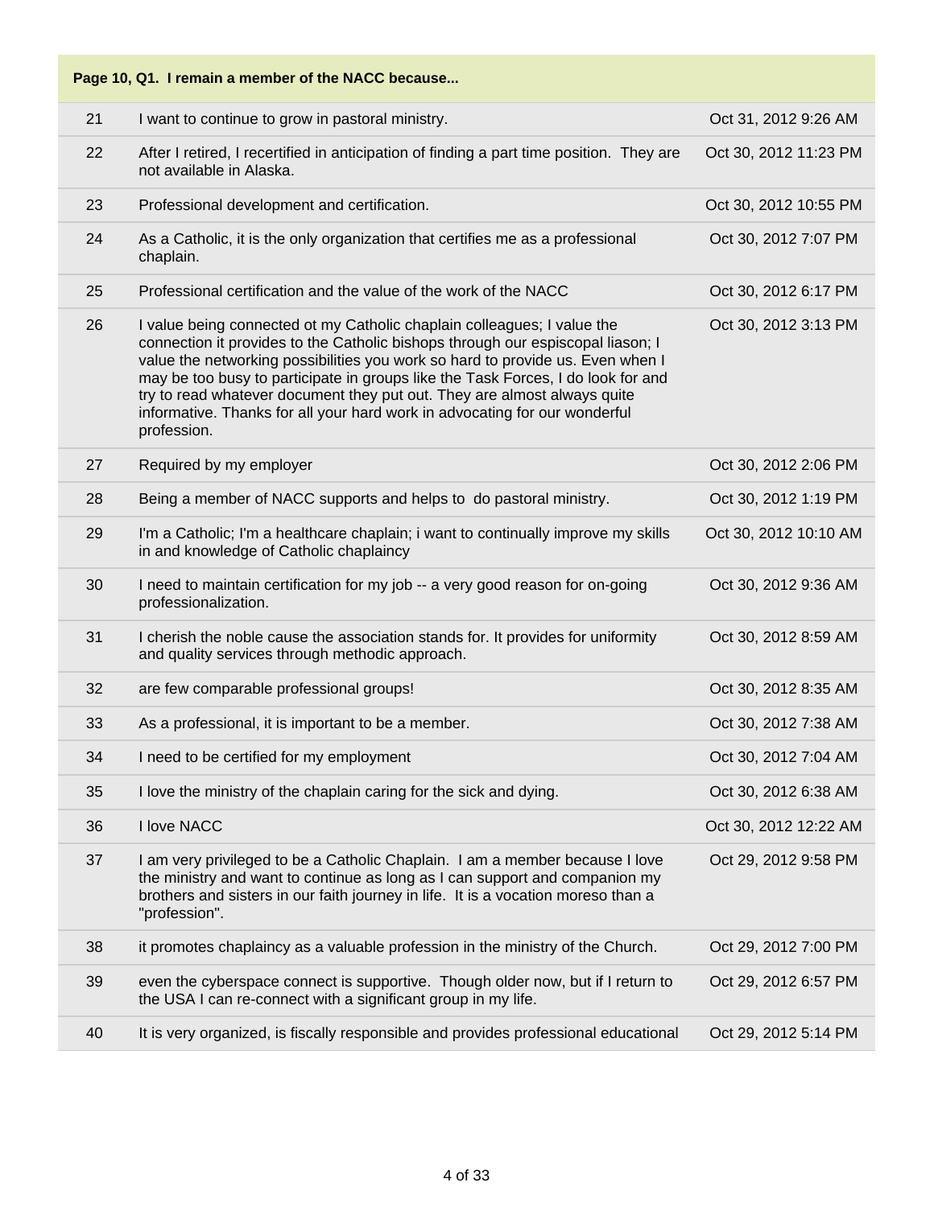| Page 10, Q1. I remain a member of the NACC because... | | |
|---|---|---|
| 21 | I want to continue to grow in pastoral ministry. | Oct 31, 2012 9:26 AM |
| 22 | After I retired, I recertified in anticipation of finding a part time position. They are not available in Alaska. | Oct 30, 2012 11:23 PM |
| 23 | Professional development and certification. | Oct 30, 2012 10:55 PM |
| 24 | As a Catholic, it is the only organization that certifies me as a professional chaplain. | Oct 30, 2012 7:07 PM |
| 25 | Professional certification and the value of the work of the NACC | Oct 30, 2012 6:17 PM |
| 26 | I value being connected ot my Catholic chaplain colleagues; I value the connection it provides to the Catholic bishops through our espiscopal liason; I value the networking possibilities you work so hard to provide us. Even when I may be too busy to participate in groups like the Task Forces, I do look for and try to read whatever document they put out. They are almost always quite informative. Thanks for all your hard work in advocating for our wonderful profession. | Oct 30, 2012 3:13 PM |
| 27 | Required by my employer | Oct 30, 2012 2:06 PM |
| 28 | Being a member of NACC supports and helps to do pastoral ministry. | Oct 30, 2012 1:19 PM |
| 29 | I'm a Catholic; I'm a healthcare chaplain; i want to continually improve my skills in and knowledge of Catholic chaplaincy | Oct 30, 2012 10:10 AM |
| 30 | I need to maintain certification for my job -- a very good reason for on-going professionalization. | Oct 30, 2012 9:36 AM |
| 31 | I cherish the noble cause the association stands for. It provides for uniformity and quality services through methodic approach. | Oct 30, 2012 8:59 AM |
| 32 | are few comparable professional groups! | Oct 30, 2012 8:35 AM |
| 33 | As a professional, it is important to be a member. | Oct 30, 2012 7:38 AM |
| 34 | I need to be certified for my employment | Oct 30, 2012 7:04 AM |
| 35 | I love the ministry of the chaplain caring for the sick and dying. | Oct 30, 2012 6:38 AM |
| 36 | I love NACC | Oct 30, 2012 12:22 AM |
| 37 | I am very privileged to be a Catholic Chaplain. I am a member because I love the ministry and want to continue as long as I can support and companion my brothers and sisters in our faith journey in life. It is a vocation moreso than a "profession". | Oct 29, 2012 9:58 PM |
| 38 | it promotes chaplaincy as a valuable profession in the ministry of the Church. | Oct 29, 2012 7:00 PM |
| 39 | even the cyberspace connect is supportive. Though older now, but if I return to the USA I can re-connect with a significant group in my life. | Oct 29, 2012 6:57 PM |
| 40 | It is very organized, is fiscally responsible and provides professional educational | Oct 29, 2012 5:14 PM |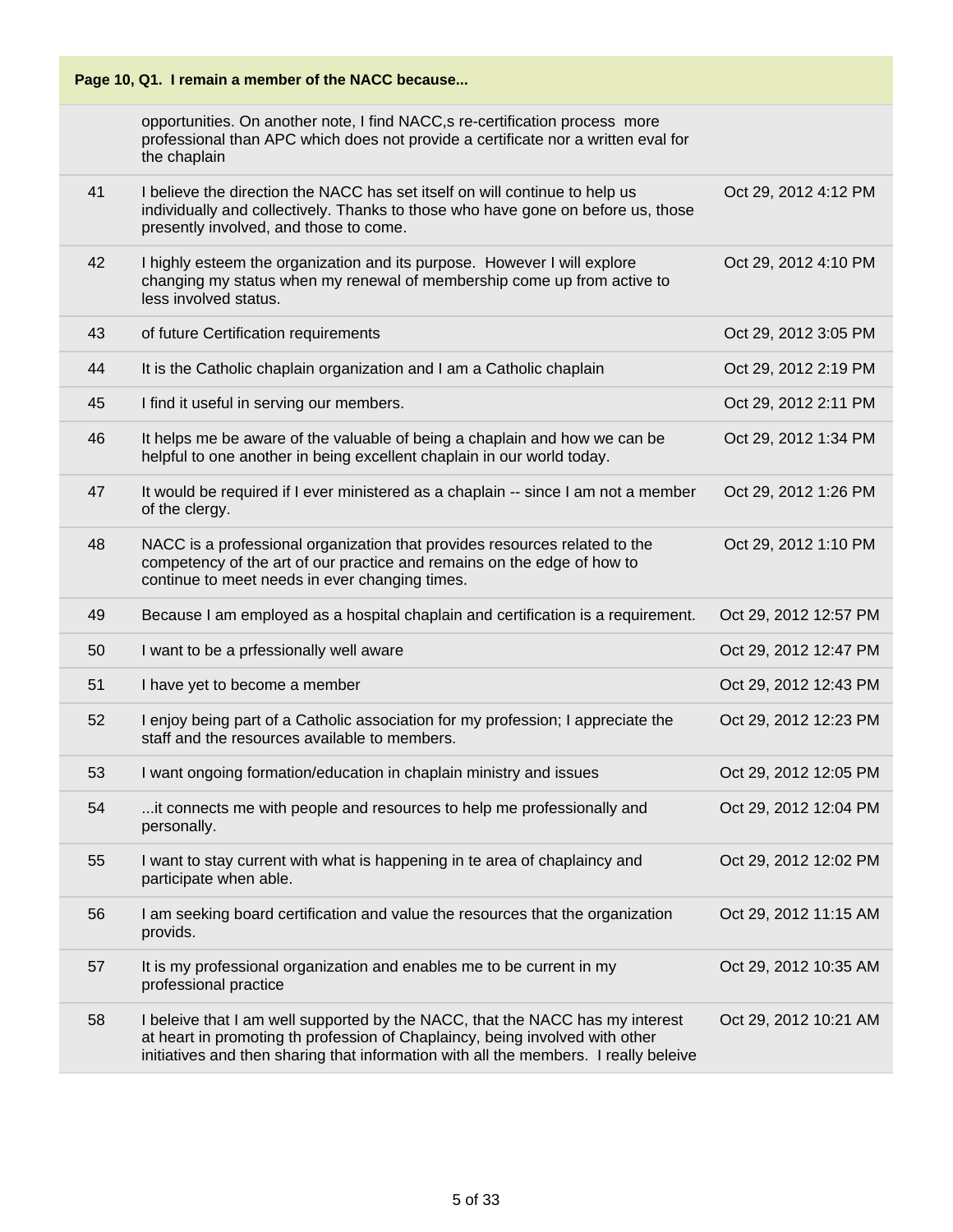**Page 10, Q1. I remain a member of the NACC because...**

| | | |
|---|---|---|
| | opportunities. On another note, I find NACC,s re-certification process more professional than APC which does not provide a certificate nor a written eval for the chaplain | |
| 41 | I believe the direction the NACC has set itself on will continue to help us individually and collectively. Thanks to those who have gone on before us, those presently involved, and those to come. | Oct 29, 2012 4:12 PM |
| 42 | I highly esteem the organization and its purpose. However I will explore changing my status when my renewal of membership come up from active to less involved status. | Oct 29, 2012 4:10 PM |
| 43 | of future Certification requirements | Oct 29, 2012 3:05 PM |
| 44 | It is the Catholic chaplain organization and I am a Catholic chaplain | Oct 29, 2012 2:19 PM |
| 45 | I find it useful in serving our members. | Oct 29, 2012 2:11 PM |
| 46 | It helps me be aware of the valuable of being a chaplain and how we can be helpful to one another in being excellent chaplain in our world today. | Oct 29, 2012 1:34 PM |
| 47 | It would be required if I ever ministered as a chaplain -- since I am not a member of the clergy. | Oct 29, 2012 1:26 PM |
| 48 | NACC is a professional organization that provides resources related to the competency of the art of our practice and remains on the edge of how to continue to meet needs in ever changing times. | Oct 29, 2012 1:10 PM |
| 49 | Because I am employed as a hospital chaplain and certification is a requirement. | Oct 29, 2012 12:57 PM |
| 50 | I want to be a prfessionally well aware | Oct 29, 2012 12:47 PM |
| 51 | I have yet to become a member | Oct 29, 2012 12:43 PM |
| 52 | I enjoy being part of a Catholic association for my profession; I appreciate the staff and the resources available to members. | Oct 29, 2012 12:23 PM |
| 53 | I want ongoing formation/education in chaplain ministry and issues | Oct 29, 2012 12:05 PM |
| 54 | ...it connects me with people and resources to help me professionally and personally. | Oct 29, 2012 12:04 PM |
| 55 | I want to stay current with what is happening in te area of chaplaincy and participate when able. | Oct 29, 2012 12:02 PM |
| 56 | I am seeking board certification and value the resources that the organization provids. | Oct 29, 2012 11:15 AM |
| 57 | It is my professional organization and enables me to be current in my professional practice | Oct 29, 2012 10:35 AM |
| 58 | I beleive that I am well supported by the NACC, that the NACC has my interest at heart in promoting th profession of Chaplaincy, being involved with other initiatives and then sharing that information with all the members. I really beleive | Oct 29, 2012 10:21 AM |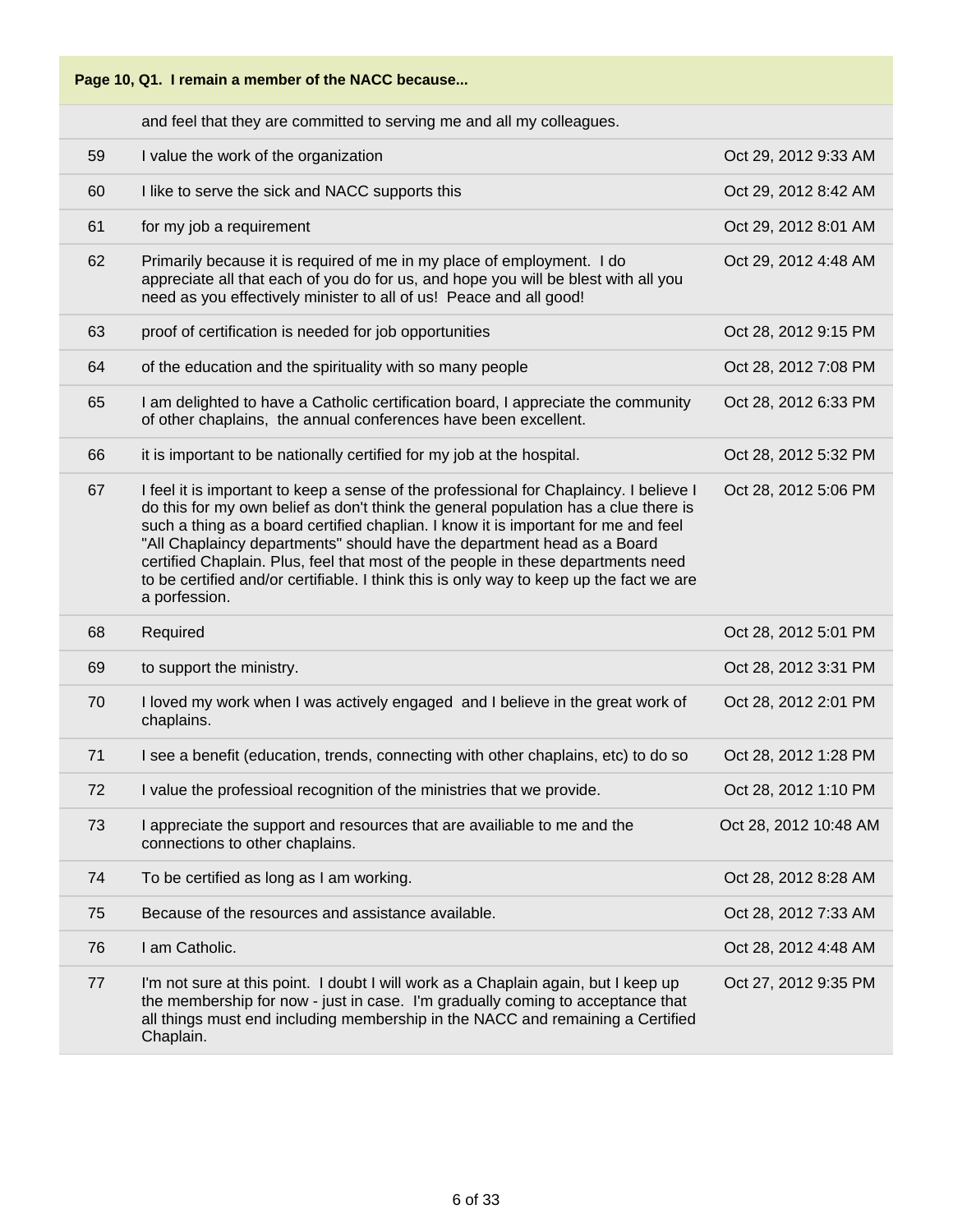| Page 10, Q1. I remain a member of the NACC because... | | |
|---|---|---|
| | and feel that they are committed to serving me and all my colleagues. | |
| 59 | I value the work of the organization | Oct 29, 2012 9:33 AM |
| 60 | I like to serve the sick and NACC supports this | Oct 29, 2012 8:42 AM |
| 61 | for my job a requirement | Oct 29, 2012 8:01 AM |
| 62 | Primarily because it is required of me in my place of employment. I do appreciate all that each of you do for us, and hope you will be blest with all you need as you effectively minister to all of us! Peace and all good! | Oct 29, 2012 4:48 AM |
| 63 | proof of certification is needed for job opportunities | Oct 28, 2012 9:15 PM |
| 64 | of the education and the spirituality with so many people | Oct 28, 2012 7:08 PM |
| 65 | I am delighted to have a Catholic certification board, I appreciate the community of other chaplains, the annual conferences have been excellent. | Oct 28, 2012 6:33 PM |
| 66 | it is important to be nationally certified for my job at the hospital. | Oct 28, 2012 5:32 PM |
| 67 | I feel it is important to keep a sense of the professional for Chaplaincy. I believe I do this for my own belief as don't think the general population has a clue there is such a thing as a board certified chaplian. I know it is important for me and feel "All Chaplaincy departments" should have the department head as a Board certified Chaplain. Plus, feel that most of the people in these departments need to be certified and/or certifiable. I think this is only way to keep up the fact we are a porfession. | Oct 28, 2012 5:06 PM |
| 68 | Required | Oct 28, 2012 5:01 PM |
| 69 | to support the ministry. | Oct 28, 2012 3:31 PM |
| 70 | I loved my work when I was actively engaged and I believe in the great work of chaplains. | Oct 28, 2012 2:01 PM |
| 71 | I see a benefit (education, trends, connecting with other chaplains, etc) to do so | Oct 28, 2012 1:28 PM |
| 72 | I value the professioal recognition of the ministries that we provide. | Oct 28, 2012 1:10 PM |
| 73 | I appreciate the support and resources that are availiable to me and the connections to other chaplains. | Oct 28, 2012 10:48 AM |
| 74 | To be certified as long as I am working. | Oct 28, 2012 8:28 AM |
| 75 | Because of the resources and assistance available. | Oct 28, 2012 7:33 AM |
| 76 | I am Catholic. | Oct 28, 2012 4:48 AM |
| 77 | I'm not sure at this point. I doubt I will work as a Chaplain again, but I keep up the membership for now - just in case. I'm gradually coming to acceptance that all things must end including membership in the NACC and remaining a Certified Chaplain. | Oct 27, 2012 9:35 PM |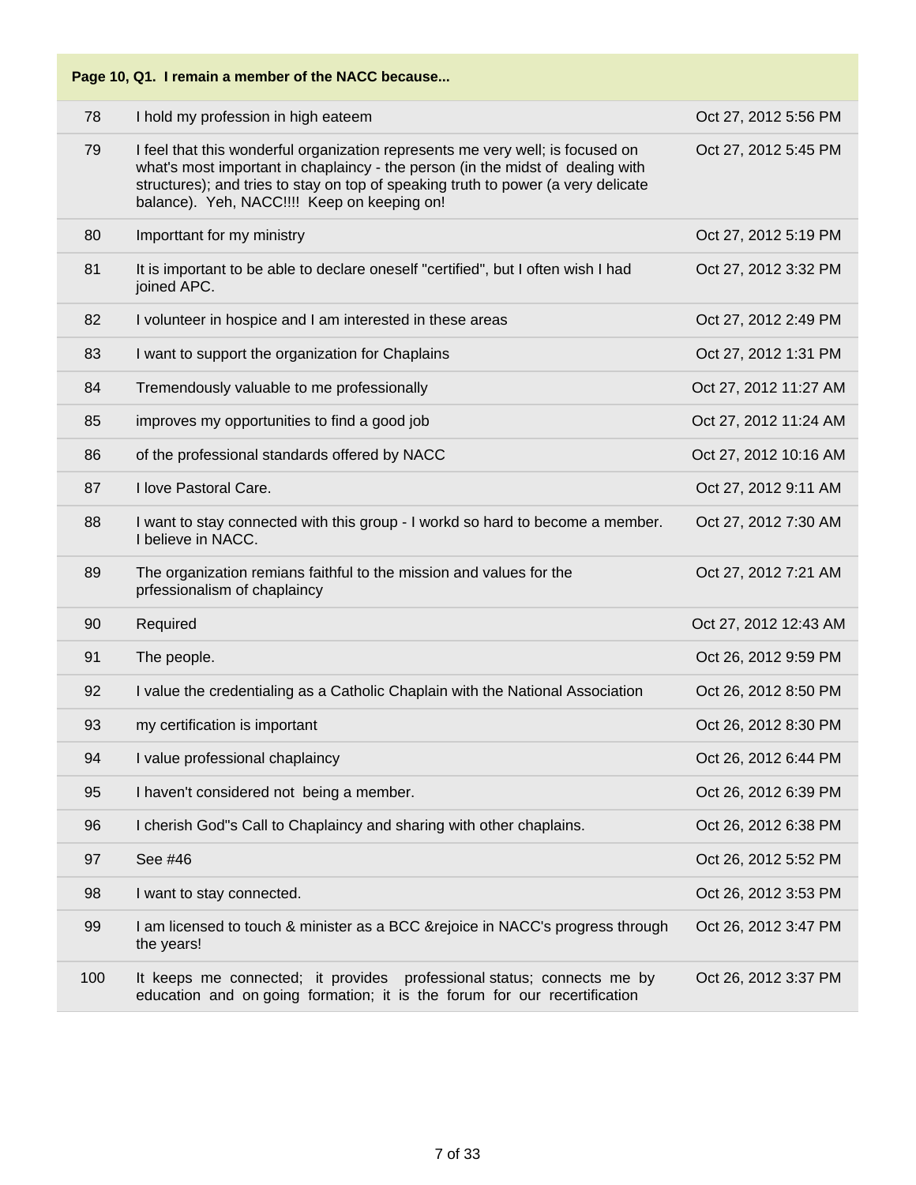**Page 10, Q1. I remain a member of the NACC because...**

| | | |
|---|---|---|
| 78 | I hold my profession in high eateem | Oct 27, 2012 5:56 PM |
| 79 | I feel that this wonderful organization represents me very well; is focused on what's most important in chaplaincy - the person (in the midst of dealing with structures); and tries to stay on top of speaking truth to power (a very delicate balance). Yeh, NACC!!!! Keep on keeping on! | Oct 27, 2012 5:45 PM |
| 80 | Importtant for my ministry | Oct 27, 2012 5:19 PM |
| 81 | It is important to be able to declare oneself "certified", but I often wish I had joined APC. | Oct 27, 2012 3:32 PM |
| 82 | I volunteer in hospice and I am interested in these areas | Oct 27, 2012 2:49 PM |
| 83 | I want to support the organization for Chaplains | Oct 27, 2012 1:31 PM |
| 84 | Tremendously valuable to me professionally | Oct 27, 2012 11:27 AM |
| 85 | improves my opportunities to find a good job | Oct 27, 2012 11:24 AM |
| 86 | of the professional standards offered by NACC | Oct 27, 2012 10:16 AM |
| 87 | I love Pastoral Care. | Oct 27, 2012 9:11 AM |
| 88 | I want to stay connected with this group - I workd so hard to become a member. I believe in NACC. | Oct 27, 2012 7:30 AM |
| 89 | The organization remians faithful to the mission and values for the prfessionalism of chaplaincy | Oct 27, 2012 7:21 AM |
| 90 | Required | Oct 27, 2012 12:43 AM |
| 91 | The people. | Oct 26, 2012 9:59 PM |
| 92 | I value the credentialing as a Catholic Chaplain with the National Association | Oct 26, 2012 8:50 PM |
| 93 | my certification is important | Oct 26, 2012 8:30 PM |
| 94 | I value professional chaplaincy | Oct 26, 2012 6:44 PM |
| 95 | I haven't considered not being a member. | Oct 26, 2012 6:39 PM |
| 96 | I cherish God"s Call to Chaplaincy and sharing with other chaplains. | Oct 26, 2012 6:38 PM |
| 97 | See #46 | Oct 26, 2012 5:52 PM |
| 98 | I want to stay connected. | Oct 26, 2012 3:53 PM |
| 99 | I am licensed to touch & minister as a BCC &rejoice in NACC's progress through the years! | Oct 26, 2012 3:47 PM |
| 100 | It keeps me connected; it provides professional status; connects me by education and on going formation; it is the forum for our recertification | Oct 26, 2012 3:37 PM |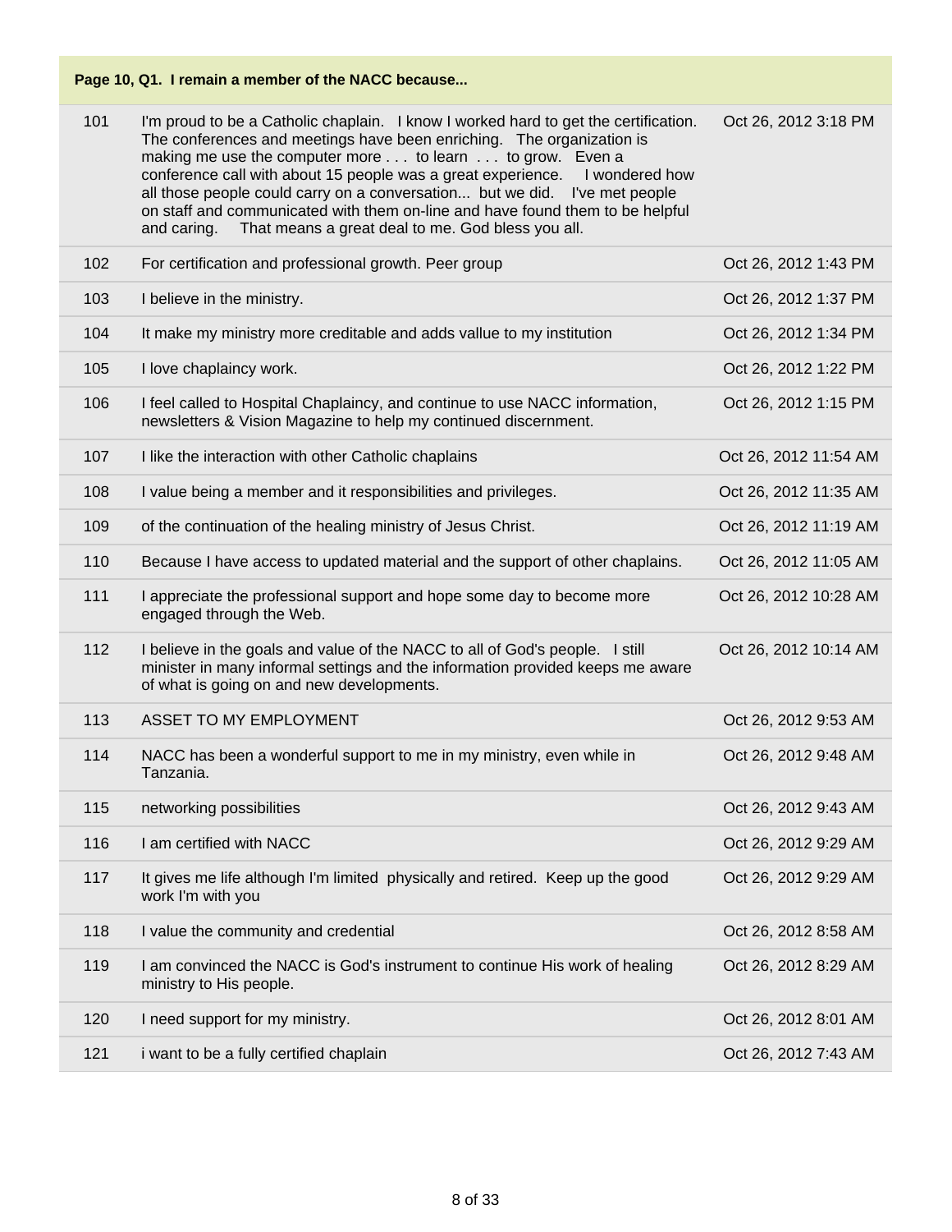| Page 10, Q1. I remain a member of the NACC because... | | |
|---|---|---|
| 101 | I'm proud to be a Catholic chaplain. I know I worked hard to get the certification. The conferences and meetings have been enriching. The organization is making me use the computer more . . . to learn . . . to grow. Even a conference call with about 15 people was a great experience. I wondered how all those people could carry on a conversation... but we did. I've met people on staff and communicated with them on-line and have found them to be helpful and caring. That means a great deal to me. God bless you all. | Oct 26, 2012 3:18 PM |
| 102 | For certification and professional growth. Peer group | Oct 26, 2012 1:43 PM |
| 103 | I believe in the ministry. | Oct 26, 2012 1:37 PM |
| 104 | It make my ministry more creditable and adds vallue to my institution | Oct 26, 2012 1:34 PM |
| 105 | I love chaplaincy work. | Oct 26, 2012 1:22 PM |
| 106 | I feel called to Hospital Chaplaincy, and continue to use NACC information, newsletters & Vision Magazine to help my continued discernment. | Oct 26, 2012 1:15 PM |
| 107 | I like the interaction with other Catholic chaplains | Oct 26, 2012 11:54 AM |
| 108 | I value being a member and it responsibilities and privileges. | Oct 26, 2012 11:35 AM |
| 109 | of the continuation of the healing ministry of Jesus Christ. | Oct 26, 2012 11:19 AM |
| 110 | Because I have access to updated material and the support of other chaplains. | Oct 26, 2012 11:05 AM |
| 111 | I appreciate the professional support and hope some day to become more engaged through the Web. | Oct 26, 2012 10:28 AM |
| 112 | I believe in the goals and value of the NACC to all of God's people. I still minister in many informal settings and the information provided keeps me aware of what is going on and new developments. | Oct 26, 2012 10:14 AM |
| 113 | ASSET TO MY EMPLOYMENT | Oct 26, 2012 9:53 AM |
| 114 | NACC has been a wonderful support to me in my ministry, even while in Tanzania. | Oct 26, 2012 9:48 AM |
| 115 | networking possibilities | Oct 26, 2012 9:43 AM |
| 116 | I am certified with NACC | Oct 26, 2012 9:29 AM |
| 117 | It gives me life although I'm limited physically and retired. Keep up the good work I'm with you | Oct 26, 2012 9:29 AM |
| 118 | I value the community and credential | Oct 26, 2012 8:58 AM |
| 119 | I am convinced the NACC is God's instrument to continue His work of healing ministry to His people. | Oct 26, 2012 8:29 AM |
| 120 | I need support for my ministry. | Oct 26, 2012 8:01 AM |
| 121 | i want to be a fully certified chaplain | Oct 26, 2012 7:43 AM |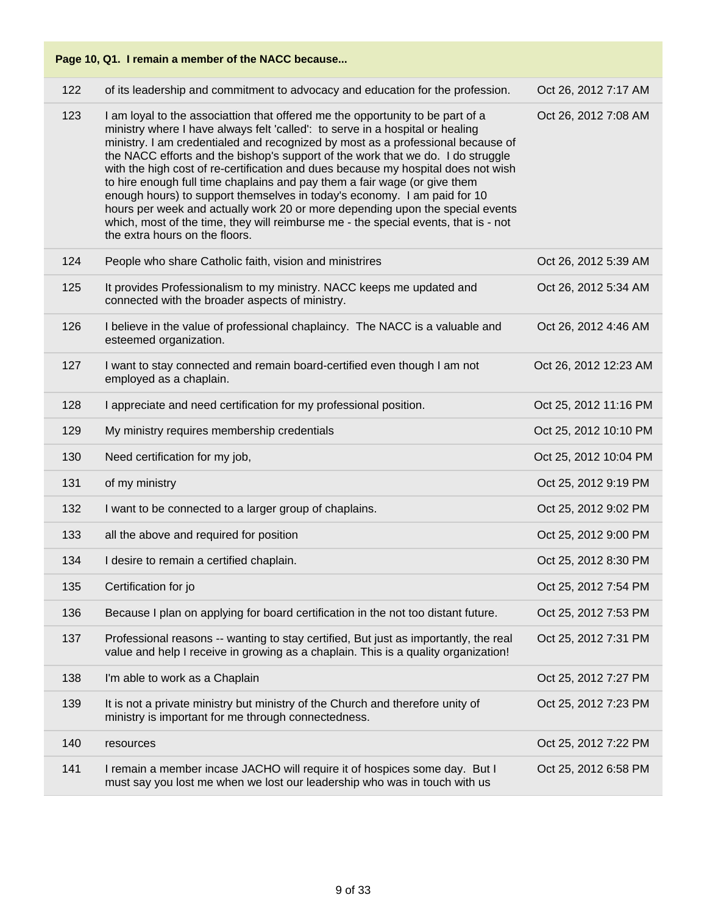**Page 10, Q1. I remain a member of the NACC because...**

| # | Response | Date |
|---|---|---|
| 122 | of its leadership and commitment to advocacy and education for the profession. | Oct 26, 2012 7:17 AM |
| 123 | I am loyal to the associattion that offered me the opportunity to be part of a ministry where I have always felt 'called': to serve in a hospital or healing ministry. I am credentialed and recognized by most as a professional because of the NACC efforts and the bishop's support of the work that we do. I do struggle with the high cost of re-certification and dues because my hospital does not wish to hire enough full time chaplains and pay them a fair wage (or give them enough hours) to support themselves in today's economy. I am paid for 10 hours per week and actually work 20 or more depending upon the special events which, most of the time, they will reimburse me - the special events, that is - not the extra hours on the floors. | Oct 26, 2012 7:08 AM |
| 124 | People who share Catholic faith, vision and ministrires | Oct 26, 2012 5:39 AM |
| 125 | It provides Professionalism to my ministry. NACC keeps me updated and connected with the broader aspects of ministry. | Oct 26, 2012 5:34 AM |
| 126 | I believe in the value of professional chaplaincy. The NACC is a valuable and esteemed organization. | Oct 26, 2012 4:46 AM |
| 127 | I want to stay connected and remain board-certified even though I am not employed as a chaplain. | Oct 26, 2012 12:23 AM |
| 128 | I appreciate and need certification for my professional position. | Oct 25, 2012 11:16 PM |
| 129 | My ministry requires membership credentials | Oct 25, 2012 10:10 PM |
| 130 | Need certification for my job, | Oct 25, 2012 10:04 PM |
| 131 | of my ministry | Oct 25, 2012 9:19 PM |
| 132 | I want to be connected to a larger group of chaplains. | Oct 25, 2012 9:02 PM |
| 133 | all the above and required for position | Oct 25, 2012 9:00 PM |
| 134 | I desire to remain a certified chaplain. | Oct 25, 2012 8:30 PM |
| 135 | Certification for jo | Oct 25, 2012 7:54 PM |
| 136 | Because I plan on applying for board certification in the not too distant future. | Oct 25, 2012 7:53 PM |
| 137 | Professional reasons -- wanting to stay certified, But just as importantly, the real value and help I receive in growing as a chaplain. This is a quality organization! | Oct 25, 2012 7:31 PM |
| 138 | I'm able to work as a Chaplain | Oct 25, 2012 7:27 PM |
| 139 | It is not a private ministry but ministry of the Church and therefore unity of ministry is important for me through connectedness. | Oct 25, 2012 7:23 PM |
| 140 | resources | Oct 25, 2012 7:22 PM |
| 141 | I remain a member incase JACHO will require it of hospices some day. But I must say you lost me when we lost our leadership who was in touch with us | Oct 25, 2012 6:58 PM |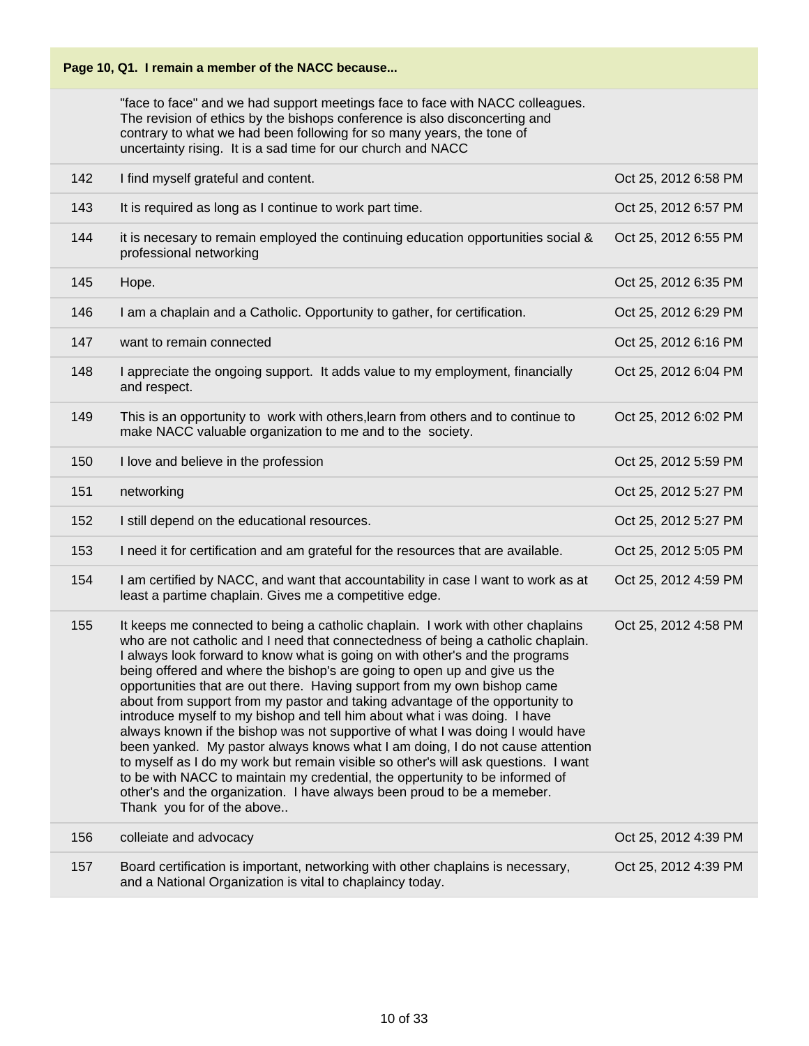**Page 10, Q1. I remain a member of the NACC because...**

| | | |
|---|---|---|
| | "face to face" and we had support meetings face to face with NACC colleagues. The revision of ethics by the bishops conference is also disconcerting and contrary to what we had been following for so many years, the tone of uncertainty rising. It is a sad time for our church and NACC | |
| 142 | I find myself grateful and content. | Oct 25, 2012 6:58 PM |
| 143 | It is required as long as I continue to work part time. | Oct 25, 2012 6:57 PM |
| 144 | it is necesary to remain employed the continuing education opportunities social & professional networking | Oct 25, 2012 6:55 PM |
| 145 | Hope. | Oct 25, 2012 6:35 PM |
| 146 | I am a chaplain and a Catholic. Opportunity to gather, for certification. | Oct 25, 2012 6:29 PM |
| 147 | want to remain connected | Oct 25, 2012 6:16 PM |
| 148 | I appreciate the ongoing support. It adds value to my employment, financially and respect. | Oct 25, 2012 6:04 PM |
| 149 | This is an opportunity to work with others,learn from others and to continue to make NACC valuable organization to me and to the society. | Oct 25, 2012 6:02 PM |
| 150 | I love and believe in the profession | Oct 25, 2012 5:59 PM |
| 151 | networking | Oct 25, 2012 5:27 PM |
| 152 | I still depend on the educational resources. | Oct 25, 2012 5:27 PM |
| 153 | I need it for certification and am grateful for the resources that are available. | Oct 25, 2012 5:05 PM |
| 154 | I am certified by NACC, and want that accountability in case I want to work as at least a partime chaplain. Gives me a competitive edge. | Oct 25, 2012 4:59 PM |
| 155 | It keeps me connected to being a catholic chaplain. I work with other chaplains who are not catholic and I need that connectedness of being a catholic chaplain. I always look forward to know what is going on with other's and the programs being offered and where the bishop's are going to open up and give us the opportunities that are out there. Having support from my own bishop came about from support from my pastor and taking advantage of the opportunity to introduce myself to my bishop and tell him about what i was doing. I have always known if the bishop was not supportive of what I was doing I would have been yanked. My pastor always knows what I am doing, I do not cause attention to myself as I do my work but remain visible so other's will ask questions. I want to be with NACC to maintain my credential, the oppertunity to be informed of other's and the organization. I have always been proud to be a memeber. Thank you for of the above.. | Oct 25, 2012 4:58 PM |
| 156 | colleiate and advocacy | Oct 25, 2012 4:39 PM |
| 157 | Board certification is important, networking with other chaplains is necessary, and a National Organization is vital to chaplaincy today. | Oct 25, 2012 4:39 PM |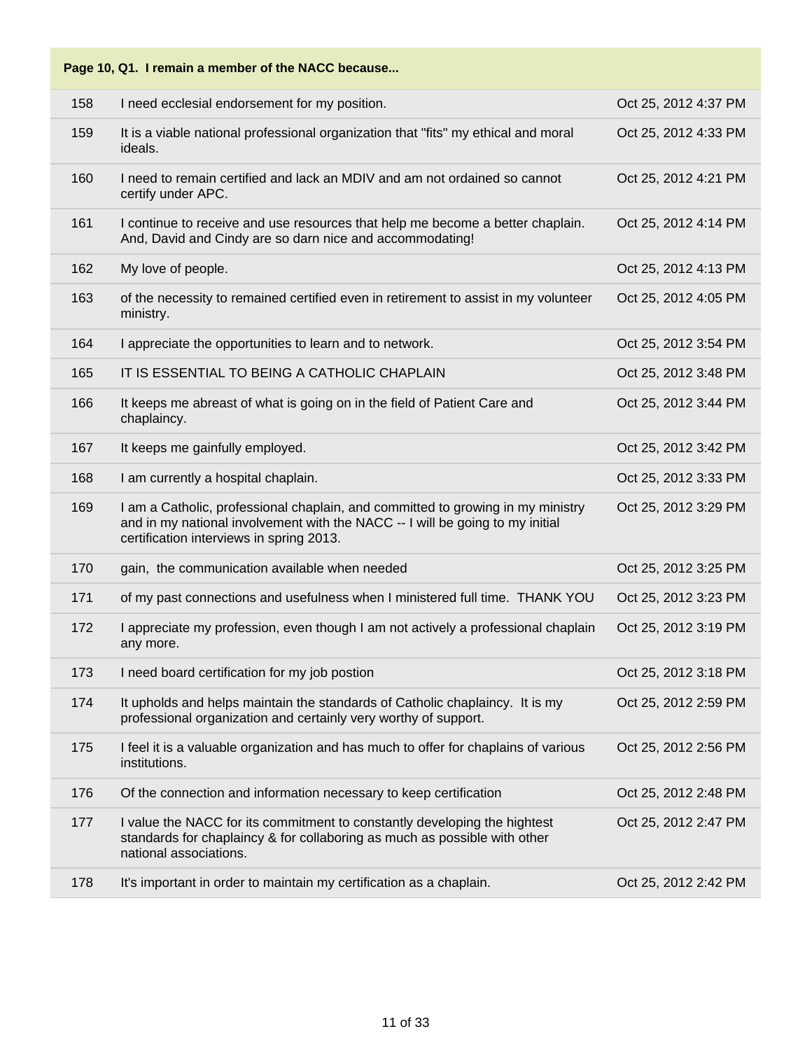| Page 10, Q1. I remain a member of the NACC because... | | |
|---|---|---|
| 158 | I need ecclesial endorsement for my position. | Oct 25, 2012 4:37 PM |
| 159 | It is a viable national professional organization that "fits" my ethical and moral ideals. | Oct 25, 2012 4:33 PM |
| 160 | I need to remain certified and lack an MDIV and am not ordained so cannot certify under APC. | Oct 25, 2012 4:21 PM |
| 161 | I continue to receive and use resources that help me become a better chaplain. And, David and Cindy are so darn nice and accommodating! | Oct 25, 2012 4:14 PM |
| 162 | My love of people. | Oct 25, 2012 4:13 PM |
| 163 | of the necessity to remained certified even in retirement to assist in my volunteer ministry. | Oct 25, 2012 4:05 PM |
| 164 | I appreciate the opportunities to learn and to network. | Oct 25, 2012 3:54 PM |
| 165 | IT IS ESSENTIAL TO BEING A CATHOLIC CHAPLAIN | Oct 25, 2012 3:48 PM |
| 166 | It keeps me abreast of what is going on in the field of Patient Care and chaplaincy. | Oct 25, 2012 3:44 PM |
| 167 | It keeps me gainfully employed. | Oct 25, 2012 3:42 PM |
| 168 | I am currently a hospital chaplain. | Oct 25, 2012 3:33 PM |
| 169 | I am a Catholic, professional chaplain, and committed to growing in my ministry and in my national involvement with the NACC -- I will be going to my initial certification interviews in spring 2013. | Oct 25, 2012 3:29 PM |
| 170 | gain, the communication available when needed | Oct 25, 2012 3:25 PM |
| 171 | of my past connections and usefulness when I ministered full time. THANK YOU | Oct 25, 2012 3:23 PM |
| 172 | I appreciate my profession, even though I am not actively a professional chaplain any more. | Oct 25, 2012 3:19 PM |
| 173 | I need board certification for my job postion | Oct 25, 2012 3:18 PM |
| 174 | It upholds and helps maintain the standards of Catholic chaplaincy. It is my professional organization and certainly very worthy of support. | Oct 25, 2012 2:59 PM |
| 175 | I feel it is a valuable organization and has much to offer for chaplains of various institutions. | Oct 25, 2012 2:56 PM |
| 176 | Of the connection and information necessary to keep certification | Oct 25, 2012 2:48 PM |
| 177 | I value the NACC for its commitment to constantly developing the hightest standards for chaplaincy & for collaboring as much as possible with other national associations. | Oct 25, 2012 2:47 PM |
| 178 | It's important in order to maintain my certification as a chaplain. | Oct 25, 2012 2:42 PM |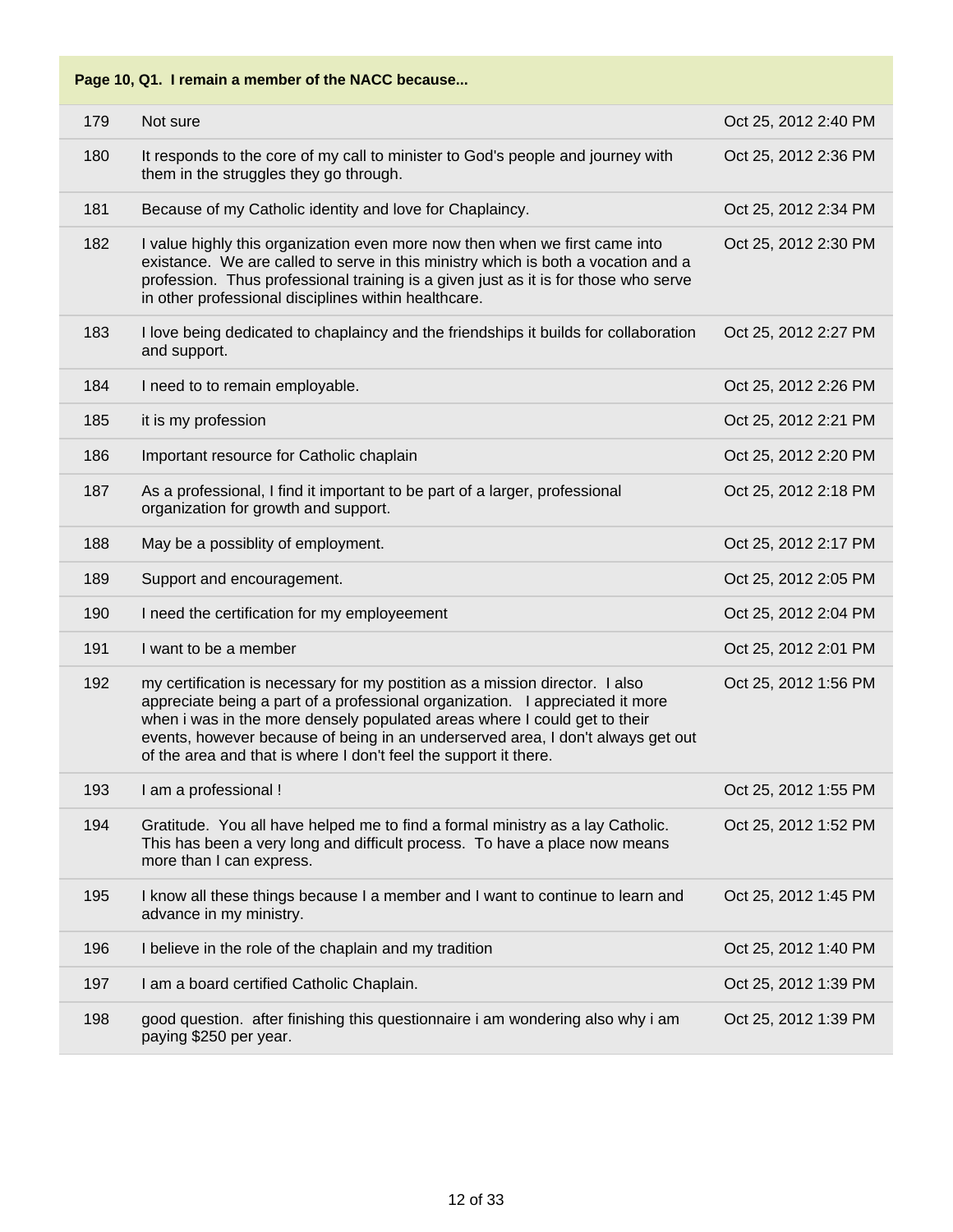**Page 10, Q1. I remain a member of the NACC because...**

| | | |
|---|---|---|
| 179 | Not sure | Oct 25, 2012 2:40 PM |
| 180 | It responds to the core of my call to minister to God's people and journey with them in the struggles they go through. | Oct 25, 2012 2:36 PM |
| 181 | Because of my Catholic identity and love for Chaplaincy. | Oct 25, 2012 2:34 PM |
| 182 | I value highly this organization even more now then when we first came into existance. We are called to serve in this ministry which is both a vocation and a profession. Thus professional training is a given just as it is for those who serve in other professional disciplines within healthcare. | Oct 25, 2012 2:30 PM |
| 183 | I love being dedicated to chaplaincy and the friendships it builds for collaboration and support. | Oct 25, 2012 2:27 PM |
| 184 | I need to to remain employable. | Oct 25, 2012 2:26 PM |
| 185 | it is my profession | Oct 25, 2012 2:21 PM |
| 186 | Important resource for Catholic chaplain | Oct 25, 2012 2:20 PM |
| 187 | As a professional, I find it important to be part of a larger, professional organization for growth and support. | Oct 25, 2012 2:18 PM |
| 188 | May be a possiblity of employment. | Oct 25, 2012 2:17 PM |
| 189 | Support and encouragement. | Oct 25, 2012 2:05 PM |
| 190 | I need the certification for my employeement | Oct 25, 2012 2:04 PM |
| 191 | I want to be a member | Oct 25, 2012 2:01 PM |
| 192 | my certification is necessary for my postition as a mission director. I also appreciate being a part of a professional organization. I appreciated it more when i was in the more densely populated areas where I could get to their events, however because of being in an underserved area, I don't always get out of the area and that is where I don't feel the support it there. | Oct 25, 2012 1:56 PM |
| 193 | I am a professional ! | Oct 25, 2012 1:55 PM |
| 194 | Gratitude. You all have helped me to find a formal ministry as a lay Catholic. This has been a very long and difficult process. To have a place now means more than I can express. | Oct 25, 2012 1:52 PM |
| 195 | I know all these things because I a member and I want to continue to learn and advance in my ministry. | Oct 25, 2012 1:45 PM |
| 196 | I believe in the role of the chaplain and my tradition | Oct 25, 2012 1:40 PM |
| 197 | I am a board certified Catholic Chaplain. | Oct 25, 2012 1:39 PM |
| 198 | good question. after finishing this questionnaire i am wondering also why i am paying $250 per year. | Oct 25, 2012 1:39 PM |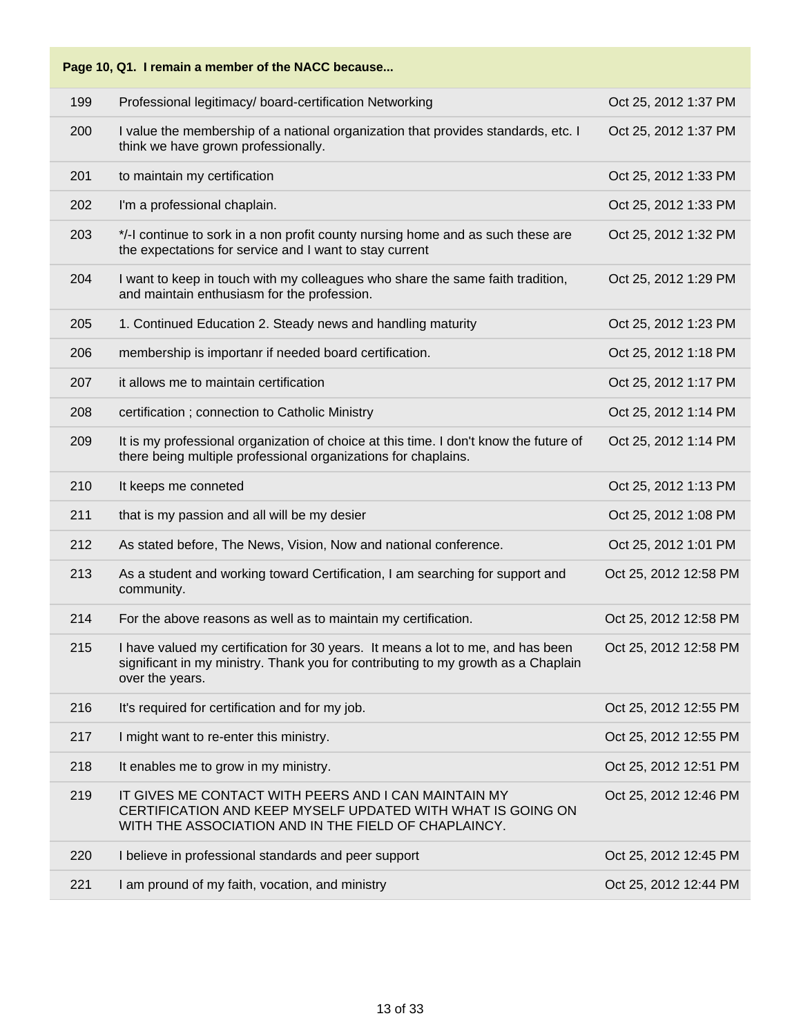| Page 10, Q1. I remain a member of the NACC because... | | |
|---|---|---|
| 199 | Professional legitimacy/ board-certification Networking | Oct 25, 2012 1:37 PM |
| 200 | I value the membership of a national organization that provides standards, etc. I think we have grown professionally. | Oct 25, 2012 1:37 PM |
| 201 | to maintain my certification | Oct 25, 2012 1:33 PM |
| 202 | I'm a professional chaplain. | Oct 25, 2012 1:33 PM |
| 203 | */-I continue to sork in a non profit county nursing home and as such these are the expectations for service and I want to stay current | Oct 25, 2012 1:32 PM |
| 204 | I want to keep in touch with my colleagues who share the same faith tradition, and maintain enthusiasm for the profession. | Oct 25, 2012 1:29 PM |
| 205 | 1. Continued Education 2. Steady news and handling maturity | Oct 25, 2012 1:23 PM |
| 206 | membership is importanr if needed board certification. | Oct 25, 2012 1:18 PM |
| 207 | it allows me to maintain certification | Oct 25, 2012 1:17 PM |
| 208 | certification ; connection to Catholic Ministry | Oct 25, 2012 1:14 PM |
| 209 | It is my professional organization of choice at this time. I don't know the future of there being multiple professional organizations for chaplains. | Oct 25, 2012 1:14 PM |
| 210 | It keeps me conneted | Oct 25, 2012 1:13 PM |
| 211 | that is my passion and all will be my desier | Oct 25, 2012 1:08 PM |
| 212 | As stated before, The News, Vision, Now and national conference. | Oct 25, 2012 1:01 PM |
| 213 | As a student and working toward Certification, I am searching for support and community. | Oct 25, 2012 12:58 PM |
| 214 | For the above reasons as well as to maintain my certification. | Oct 25, 2012 12:58 PM |
| 215 | I have valued my certification for 30 years. It means a lot to me, and has been significant in my ministry. Thank you for contributing to my growth as a Chaplain over the years. | Oct 25, 2012 12:58 PM |
| 216 | It's required for certification and for my job. | Oct 25, 2012 12:55 PM |
| 217 | I might want to re-enter this ministry. | Oct 25, 2012 12:55 PM |
| 218 | It enables me to grow in my ministry. | Oct 25, 2012 12:51 PM |
| 219 | IT GIVES ME CONTACT WITH PEERS AND I CAN MAINTAIN MY CERTIFICATION AND KEEP MYSELF UPDATED WITH WHAT IS GOING ON WITH THE ASSOCIATION AND IN THE FIELD OF CHAPLAINCY. | Oct 25, 2012 12:46 PM |
| 220 | I believe in professional standards and peer support | Oct 25, 2012 12:45 PM |
| 221 | I am pround of my faith, vocation, and ministry | Oct 25, 2012 12:44 PM |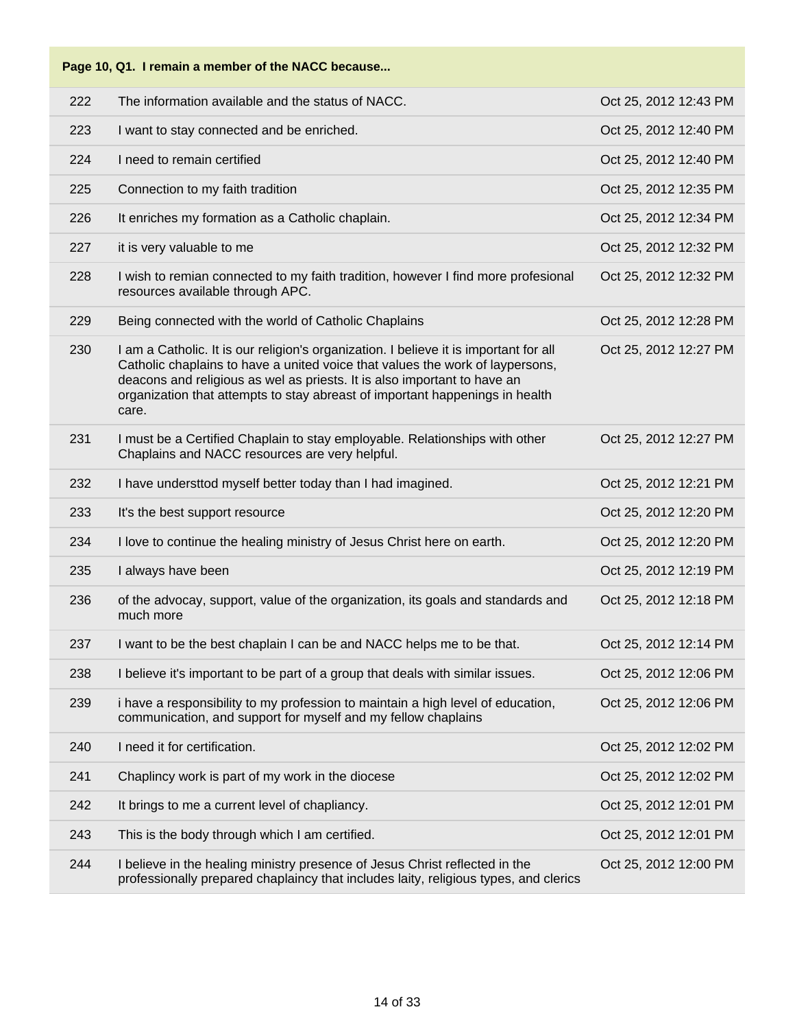| Page 10, Q1. I remain a member of the NACC because... | | |
|---|---|---|
| 222 | The information available and the status of NACC. | Oct 25, 2012 12:43 PM |
| 223 | I want to stay connected and be enriched. | Oct 25, 2012 12:40 PM |
| 224 | I need to remain certified | Oct 25, 2012 12:40 PM |
| 225 | Connection to my faith tradition | Oct 25, 2012 12:35 PM |
| 226 | It enriches my formation as a Catholic chaplain. | Oct 25, 2012 12:34 PM |
| 227 | it is very valuable to me | Oct 25, 2012 12:32 PM |
| 228 | I wish to remian connected to my faith tradition, however I find more profesional resources available through APC. | Oct 25, 2012 12:32 PM |
| 229 | Being connected with the world of Catholic Chaplains | Oct 25, 2012 12:28 PM |
| 230 | I am a Catholic. It is our religion's organization. I believe it is important for all Catholic chaplains to have a united voice that values the work of laypersons, deacons and religious as wel as priests. It is also important to have an organization that attempts to stay abreast of important happenings in health care. | Oct 25, 2012 12:27 PM |
| 231 | I must be a Certified Chaplain to stay employable. Relationships with other Chaplains and NACC resources are very helpful. | Oct 25, 2012 12:27 PM |
| 232 | I have understtod myself better today than I had imagined. | Oct 25, 2012 12:21 PM |
| 233 | It's the best support resource | Oct 25, 2012 12:20 PM |
| 234 | I love to continue the healing ministry of Jesus Christ here on earth. | Oct 25, 2012 12:20 PM |
| 235 | I always have been | Oct 25, 2012 12:19 PM |
| 236 | of the advocay, support, value of the organization, its goals and standards and much more | Oct 25, 2012 12:18 PM |
| 237 | I want to be the best chaplain I can be and NACC helps me to be that. | Oct 25, 2012 12:14 PM |
| 238 | I believe it's important to be part of a group that deals with similar issues. | Oct 25, 2012 12:06 PM |
| 239 | i have a responsibility to my profession to maintain a high level of education, communication, and support for myself and my fellow chaplains | Oct 25, 2012 12:06 PM |
| 240 | I need it for certification. | Oct 25, 2012 12:02 PM |
| 241 | Chaplincy work is part of my work in the diocese | Oct 25, 2012 12:02 PM |
| 242 | It brings to me a current level of chapliancy. | Oct 25, 2012 12:01 PM |
| 243 | This is the body through which I am certified. | Oct 25, 2012 12:01 PM |
| 244 | I believe in the healing ministry presence of Jesus Christ reflected in the professionally prepared chaplaincy that includes laity, religious types, and clerics | Oct 25, 2012 12:00 PM |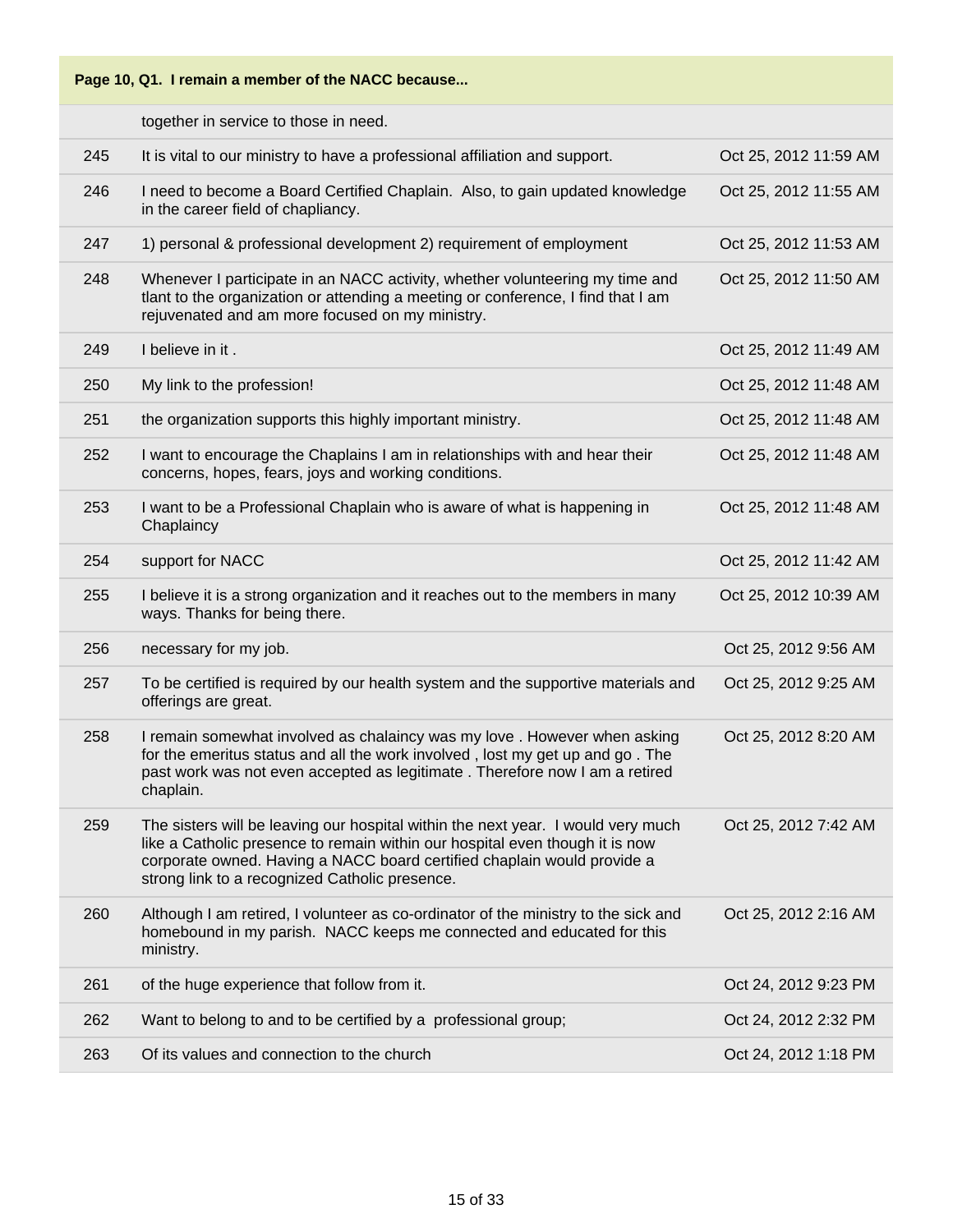**Page 10, Q1. I remain a member of the NACC because...**

| | | |
|---|---|---|
| | together in service to those in need. | |
| 245 | It is vital to our ministry to have a professional affiliation and support. | Oct 25, 2012 11:59 AM |
| 246 | I need to become a Board Certified Chaplain. Also, to gain updated knowledge in the career field of chapliancy. | Oct 25, 2012 11:55 AM |
| 247 | 1) personal & professional development 2) requirement of employment | Oct 25, 2012 11:53 AM |
| 248 | Whenever I participate in an NACC activity, whether volunteering my time and tlant to the organization or attending a meeting or conference, I find that I am rejuvenated and am more focused on my ministry. | Oct 25, 2012 11:50 AM |
| 249 | I believe in it . | Oct 25, 2012 11:49 AM |
| 250 | My link to the profession! | Oct 25, 2012 11:48 AM |
| 251 | the organization supports this highly important ministry. | Oct 25, 2012 11:48 AM |
| 252 | I want to encourage the Chaplains I am in relationships with and hear their concerns, hopes, fears, joys and working conditions. | Oct 25, 2012 11:48 AM |
| 253 | I want to be a Professional Chaplain who is aware of what is happening in Chaplaincy | Oct 25, 2012 11:48 AM |
| 254 | support for NACC | Oct 25, 2012 11:42 AM |
| 255 | I believe it is a strong organization and it reaches out to the members in many ways. Thanks for being there. | Oct 25, 2012 10:39 AM |
| 256 | necessary for my job. | Oct 25, 2012 9:56 AM |
| 257 | To be certified is required by our health system and the supportive materials and offerings are great. | Oct 25, 2012 9:25 AM |
| 258 | I remain somewhat involved as chalaincy was my love . However when asking for the emeritus status and all the work involved , lost my get up and go . The past work was not even accepted as legitimate . Therefore now I am a retired chaplain. | Oct 25, 2012 8:20 AM |
| 259 | The sisters will be leaving our hospital within the next year. I would very much like a Catholic presence to remain within our hospital even though it is now corporate owned. Having a NACC board certified chaplain would provide a strong link to a recognized Catholic presence. | Oct 25, 2012 7:42 AM |
| 260 | Although I am retired, I volunteer as co-ordinator of the ministry to the sick and homebound in my parish. NACC keeps me connected and educated for this ministry. | Oct 25, 2012 2:16 AM |
| 261 | of the huge experience that follow from it. | Oct 24, 2012 9:23 PM |
| 262 | Want to belong to and to be certified by a professional group; | Oct 24, 2012 2:32 PM |
| 263 | Of its values and connection to the church | Oct 24, 2012 1:18 PM |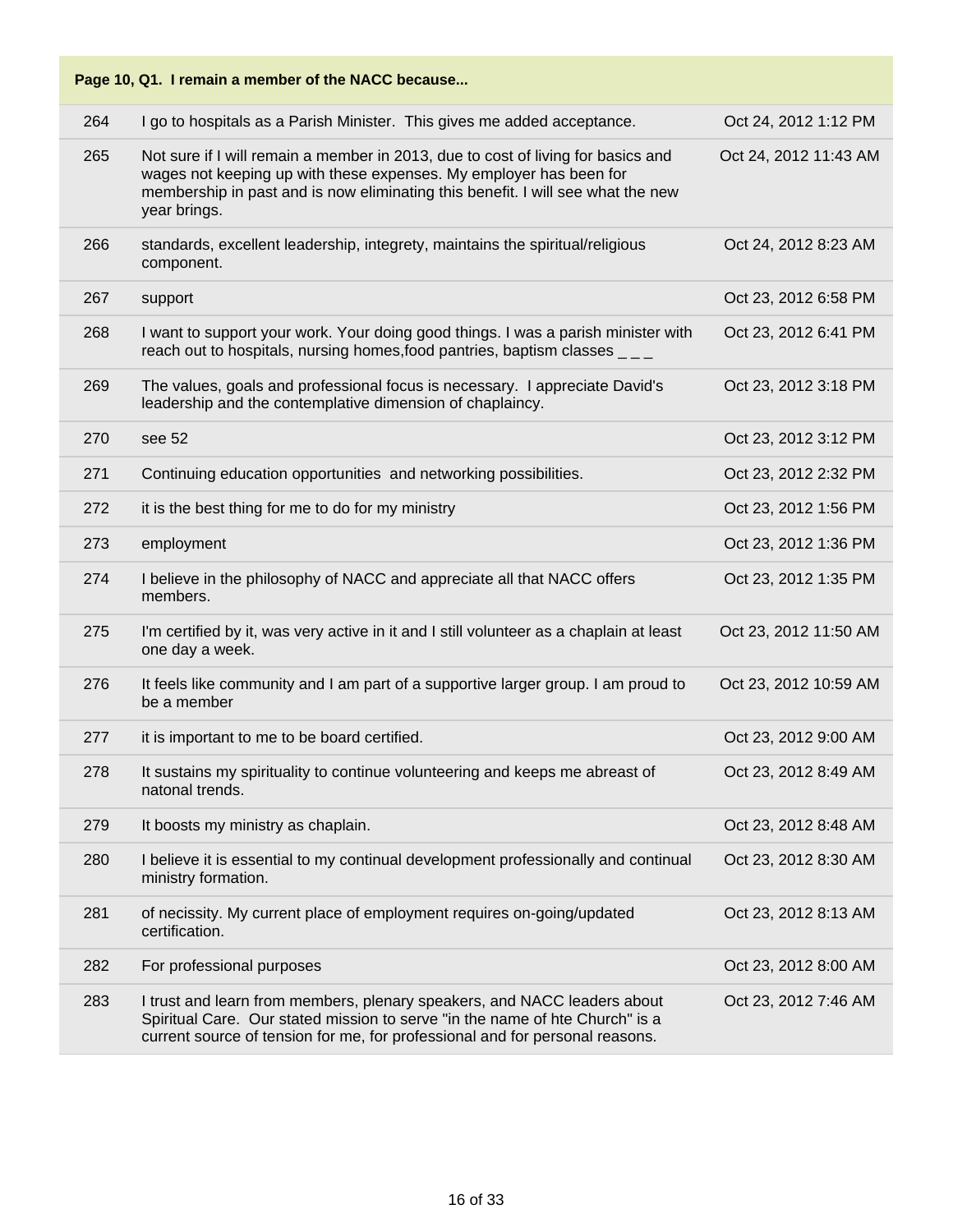| Page 10, Q1. I remain a member of the NACC because... | | |
|---|---|---|
| 264 | I go to hospitals as a Parish Minister. This gives me added acceptance. | Oct 24, 2012 1:12 PM |
| 265 | Not sure if I will remain a member in 2013, due to cost of living for basics and wages not keeping up with these expenses. My employer has been for membership in past and is now eliminating this benefit. I will see what the new year brings. | Oct 24, 2012 11:43 AM |
| 266 | standards, excellent leadership, integrety, maintains the spiritual/religious component. | Oct 24, 2012 8:23 AM |
| 267 | support | Oct 23, 2012 6:58 PM |
| 268 | I want to support your work. Your doing good things. I was a parish minister with reach out to hospitals, nursing homes,food pantries, baptism classes _ _ _ | Oct 23, 2012 6:41 PM |
| 269 | The values, goals and professional focus is necessary. I appreciate David's leadership and the contemplative dimension of chaplaincy. | Oct 23, 2012 3:18 PM |
| 270 | see 52 | Oct 23, 2012 3:12 PM |
| 271 | Continuing education opportunities and networking possibilities. | Oct 23, 2012 2:32 PM |
| 272 | it is the best thing for me to do for my ministry | Oct 23, 2012 1:56 PM |
| 273 | employment | Oct 23, 2012 1:36 PM |
| 274 | I believe in the philosophy of NACC and appreciate all that NACC offers members. | Oct 23, 2012 1:35 PM |
| 275 | I'm certified by it, was very active in it and I still volunteer as a chaplain at least one day a week. | Oct 23, 2012 11:50 AM |
| 276 | It feels like community and I am part of a supportive larger group. I am proud to be a member | Oct 23, 2012 10:59 AM |
| 277 | it is important to me to be board certified. | Oct 23, 2012 9:00 AM |
| 278 | It sustains my spirituality to continue volunteering and keeps me abreast of natonal trends. | Oct 23, 2012 8:49 AM |
| 279 | It boosts my ministry as chaplain. | Oct 23, 2012 8:48 AM |
| 280 | I believe it is essential to my continual development professionally and continual ministry formation. | Oct 23, 2012 8:30 AM |
| 281 | of necissity. My current place of employment requires on-going/updated certification. | Oct 23, 2012 8:13 AM |
| 282 | For professional purposes | Oct 23, 2012 8:00 AM |
| 283 | I trust and learn from members, plenary speakers, and NACC leaders about Spiritual Care. Our stated mission to serve "in the name of hte Church" is a current source of tension for me, for professional and for personal reasons. | Oct 23, 2012 7:46 AM |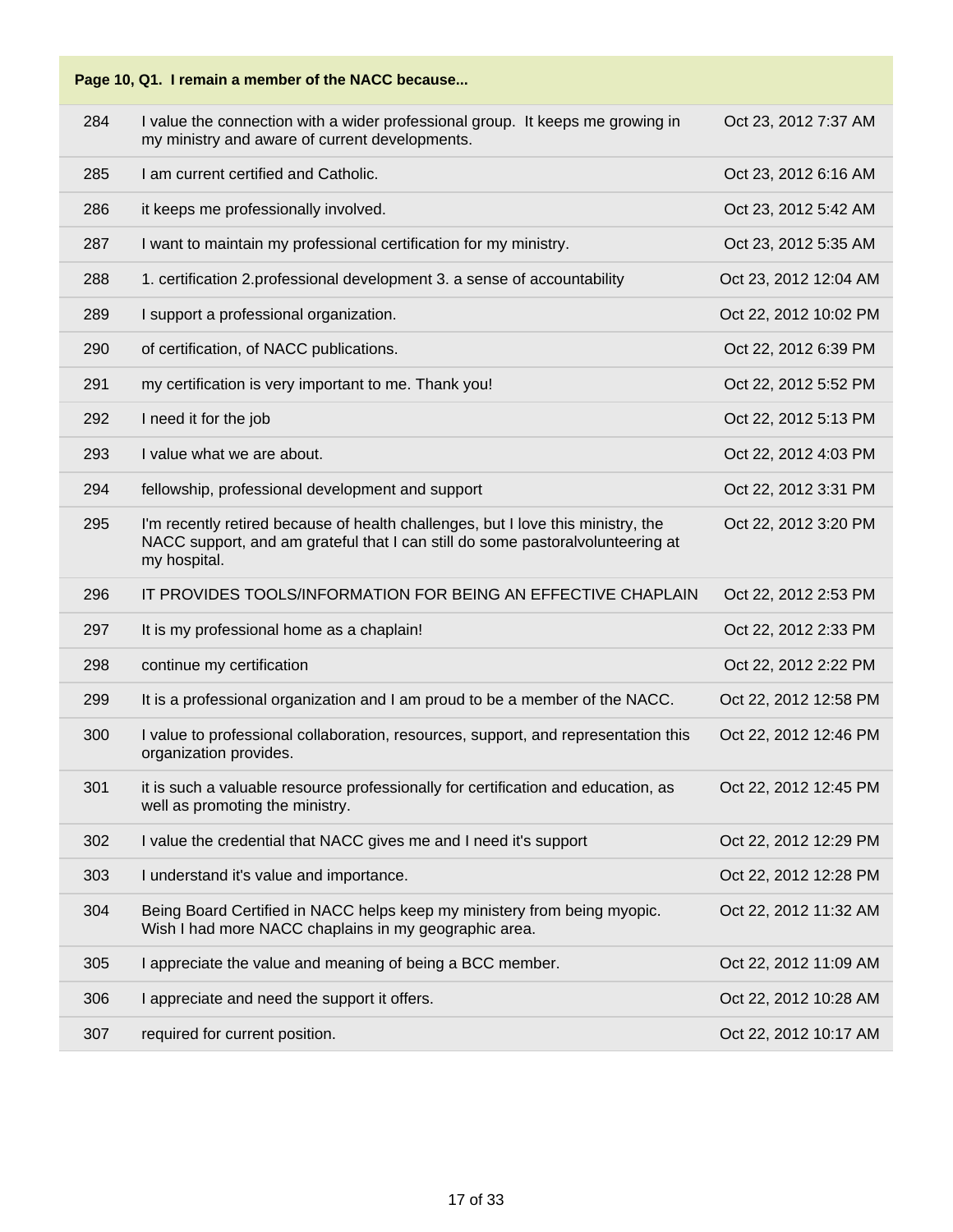**Page 10, Q1. I remain a member of the NACC because...**

| | | |
|---|---|---|
| 284 | I value the connection with a wider professional group. It keeps me growing in my ministry and aware of current developments. | Oct 23, 2012 7:37 AM |
| 285 | I am current certified and Catholic. | Oct 23, 2012 6:16 AM |
| 286 | it keeps me professionally involved. | Oct 23, 2012 5:42 AM |
| 287 | I want to maintain my professional certification for my ministry. | Oct 23, 2012 5:35 AM |
| 288 | 1. certification 2.professional development 3. a sense of accountability | Oct 23, 2012 12:04 AM |
| 289 | I support a professional organization. | Oct 22, 2012 10:02 PM |
| 290 | of certification, of NACC publications. | Oct 22, 2012 6:39 PM |
| 291 | my certification is very important to me. Thank you! | Oct 22, 2012 5:52 PM |
| 292 | I need it for the job | Oct 22, 2012 5:13 PM |
| 293 | I value what we are about. | Oct 22, 2012 4:03 PM |
| 294 | fellowship, professional development and support | Oct 22, 2012 3:31 PM |
| 295 | I'm recently retired because of health challenges, but I love this ministry, the NACC support, and am grateful that I can still do some pastoralvolunteering at my hospital. | Oct 22, 2012 3:20 PM |
| 296 | IT PROVIDES TOOLS/INFORMATION FOR BEING AN EFFECTIVE CHAPLAIN | Oct 22, 2012 2:53 PM |
| 297 | It is my professional home as a chaplain! | Oct 22, 2012 2:33 PM |
| 298 | continue my certification | Oct 22, 2012 2:22 PM |
| 299 | It is a professional organization and I am proud to be a member of the NACC. | Oct 22, 2012 12:58 PM |
| 300 | I value to professional collaboration, resources, support, and representation this organization provides. | Oct 22, 2012 12:46 PM |
| 301 | it is such a valuable resource professionally for certification and education, as well as promoting the ministry. | Oct 22, 2012 12:45 PM |
| 302 | I value the credential that NACC gives me and I need it's support | Oct 22, 2012 12:29 PM |
| 303 | I understand it's value and importance. | Oct 22, 2012 12:28 PM |
| 304 | Being Board Certified in NACC helps keep my ministery from being myopic. Wish I had more NACC chaplains in my geographic area. | Oct 22, 2012 11:32 AM |
| 305 | I appreciate the value and meaning of being a BCC member. | Oct 22, 2012 11:09 AM |
| 306 | I appreciate and need the support it offers. | Oct 22, 2012 10:28 AM |
| 307 | required for current position. | Oct 22, 2012 10:17 AM |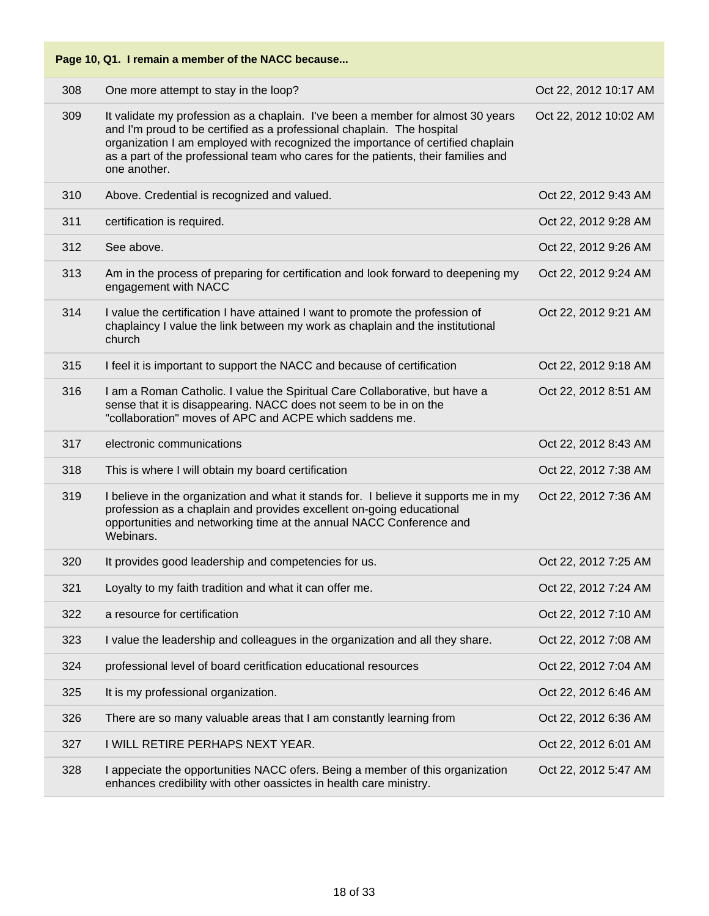**Page 10, Q1. I remain a member of the NACC because...**

| | | |
|---|---|---|
| 308 | One more attempt to stay in the loop? | Oct 22, 2012 10:17 AM |
| 309 | It validate my profession as a chaplain. I've been a member for almost 30 years and I'm proud to be certified as a professional chaplain. The hospital organization I am employed with recognized the importance of certified chaplain as a part of the professional team who cares for the patients, their families and one another. | Oct 22, 2012 10:02 AM |
| 310 | Above. Credential is recognized and valued. | Oct 22, 2012 9:43 AM |
| 311 | certification is required. | Oct 22, 2012 9:28 AM |
| 312 | See above. | Oct 22, 2012 9:26 AM |
| 313 | Am in the process of preparing for certification and look forward to deepening my engagement with NACC | Oct 22, 2012 9:24 AM |
| 314 | I value the certification I have attained I want to promote the profession of chaplaincy I value the link between my work as chaplain and the institutional church | Oct 22, 2012 9:21 AM |
| 315 | I feel it is important to support the NACC and because of certification | Oct 22, 2012 9:18 AM |
| 316 | I am a Roman Catholic. I value the Spiritual Care Collaborative, but have a sense that it is disappearing. NACC does not seem to be in on the "collaboration" moves of APC and ACPE which saddens me. | Oct 22, 2012 8:51 AM |
| 317 | electronic communications | Oct 22, 2012 8:43 AM |
| 318 | This is where I will obtain my board certification | Oct 22, 2012 7:38 AM |
| 319 | I believe in the organization and what it stands for. I believe it supports me in my profession as a chaplain and provides excellent on-going educational opportunities and networking time at the annual NACC Conference and Webinars. | Oct 22, 2012 7:36 AM |
| 320 | It provides good leadership and competencies for us. | Oct 22, 2012 7:25 AM |
| 321 | Loyalty to my faith tradition and what it can offer me. | Oct 22, 2012 7:24 AM |
| 322 | a resource for certification | Oct 22, 2012 7:10 AM |
| 323 | I value the leadership and colleagues in the organization and all they share. | Oct 22, 2012 7:08 AM |
| 324 | professional level of board ceritfication educational resources | Oct 22, 2012 7:04 AM |
| 325 | It is my professional organization. | Oct 22, 2012 6:46 AM |
| 326 | There are so many valuable areas that I am constantly learning from | Oct 22, 2012 6:36 AM |
| 327 | I WILL RETIRE PERHAPS NEXT YEAR. | Oct 22, 2012 6:01 AM |
| 328 | I appeciate the opportunities NACC ofers. Being a member of this organization enhances credibility with other oassisctes in health care ministry. | Oct 22, 2012 5:47 AM |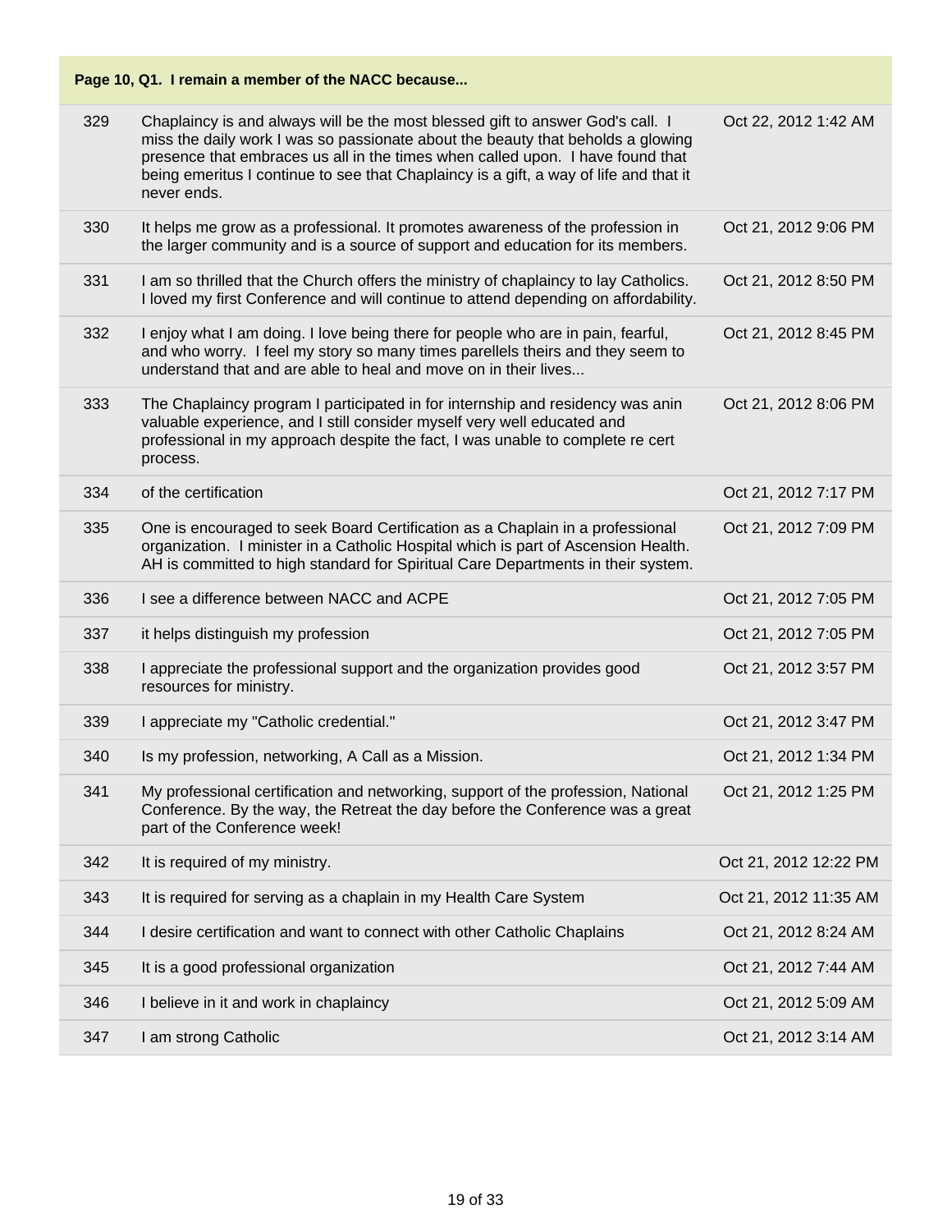**Page 10, Q1. I remain a member of the NACC because...**

| | | |
|---|---|---|
| 329 | Chaplaincy is and always will be the most blessed gift to answer God's call. I miss the daily work I was so passionate about the beauty that beholds a glowing presence that embraces us all in the times when called upon. I have found that being emeritus I continue to see that Chaplaincy is a gift, a way of life and that it never ends. | Oct 22, 2012 1:42 AM |
| 330 | It helps me grow as a professional. It promotes awareness of the profession in the larger community and is a source of support and education for its members. | Oct 21, 2012 9:06 PM |
| 331 | I am so thrilled that the Church offers the ministry of chaplaincy to lay Catholics. I loved my first Conference and will continue to attend depending on affordability. | Oct 21, 2012 8:50 PM |
| 332 | I enjoy what I am doing. I love being there for people who are in pain, fearful, and who worry. I feel my story so many times parellels theirs and they seem to understand that and are able to heal and move on in their lives... | Oct 21, 2012 8:45 PM |
| 333 | The Chaplaincy program I participated in for internship and residency was anin valuable experience, and I still consider myself very well educated and professional in my approach despite the fact, I was unable to complete re cert process. | Oct 21, 2012 8:06 PM |
| 334 | of the certification | Oct 21, 2012 7:17 PM |
| 335 | One is encouraged to seek Board Certification as a Chaplain in a professional organization. I minister in a Catholic Hospital which is part of Ascension Health. AH is committed to high standard for Spiritual Care Departments in their system. | Oct 21, 2012 7:09 PM |
| 336 | I see a difference between NACC and ACPE | Oct 21, 2012 7:05 PM |
| 337 | it helps distinguish my profession | Oct 21, 2012 7:05 PM |
| 338 | I appreciate the professional support and the organization provides good resources for ministry. | Oct 21, 2012 3:57 PM |
| 339 | I appreciate my "Catholic credential." | Oct 21, 2012 3:47 PM |
| 340 | Is my profession, networking, A Call as a Mission. | Oct 21, 2012 1:34 PM |
| 341 | My professional certification and networking, support of the profession, National Conference. By the way, the Retreat the day before the Conference was a great part of the Conference week! | Oct 21, 2012 1:25 PM |
| 342 | It is required of my ministry. | Oct 21, 2012 12:22 PM |
| 343 | It is required for serving as a chaplain in my Health Care System | Oct 21, 2012 11:35 AM |
| 344 | I desire certification and want to connect with other Catholic Chaplains | Oct 21, 2012 8:24 AM |
| 345 | It is a good professional organization | Oct 21, 2012 7:44 AM |
| 346 | I believe in it and work in chaplaincy | Oct 21, 2012 5:09 AM |
| 347 | I am strong Catholic | Oct 21, 2012 3:14 AM |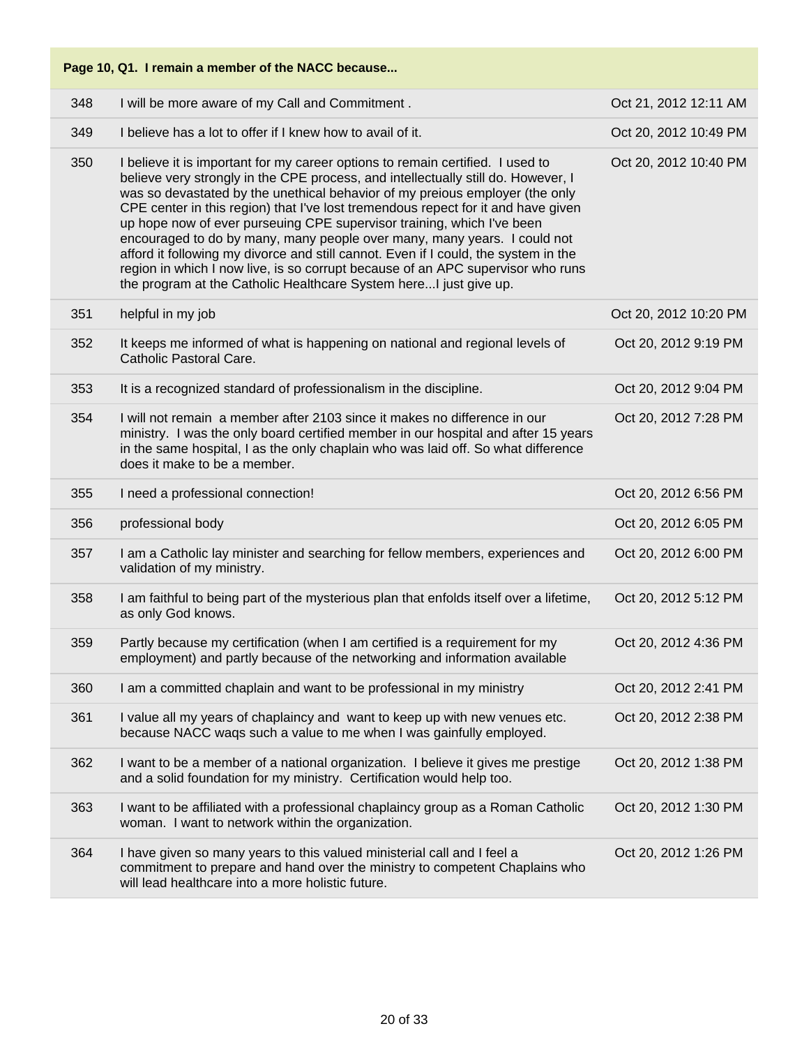| Page 10, Q1. I remain a member of the NACC because... | | |
|---|---|---|
| 348 | I will be more aware of my Call and Commitment . | Oct 21, 2012 12:11 AM |
| 349 | I believe has a lot to offer if I knew how to avail of it. | Oct 20, 2012 10:49 PM |
| 350 | I believe it is important for my career options to remain certified. I used to believe very strongly in the CPE process, and intellectually still do. However, I was so devastated by the unethical behavior of my preious employer (the only CPE center in this region) that I've lost tremendous repect for it and have given up hope now of ever purseuing CPE supervisor training, which I've been encouraged to do by many, many people over many, many years. I could not afford it following my divorce and still cannot. Even if I could, the system in the region in which I now live, is so corrupt because of an APC supervisor who runs the program at the Catholic Healthcare System here...I just give up. | Oct 20, 2012 10:40 PM |
| 351 | helpful in my job | Oct 20, 2012 10:20 PM |
| 352 | It keeps me informed of what is happening on national and regional levels of Catholic Pastoral Care. | Oct 20, 2012 9:19 PM |
| 353 | It is a recognized standard of professionalism in the discipline. | Oct 20, 2012 9:04 PM |
| 354 | I will not remain a member after 2103 since it makes no difference in our ministry. I was the only board certified member in our hospital and after 15 years in the same hospital, I as the only chaplain who was laid off. So what difference does it make to be a member. | Oct 20, 2012 7:28 PM |
| 355 | I need a professional connection! | Oct 20, 2012 6:56 PM |
| 356 | professional body | Oct 20, 2012 6:05 PM |
| 357 | I am a Catholic lay minister and searching for fellow members, experiences and validation of my ministry. | Oct 20, 2012 6:00 PM |
| 358 | I am faithful to being part of the mysterious plan that enfolds itself over a lifetime, as only God knows. | Oct 20, 2012 5:12 PM |
| 359 | Partly because my certification (when I am certified is a requirement for my employment) and partly because of the networking and information available | Oct 20, 2012 4:36 PM |
| 360 | I am a committed chaplain and want to be professional in my ministry | Oct 20, 2012 2:41 PM |
| 361 | I value all my years of chaplaincy and want to keep up with new venues etc. because NACC waqs such a value to me when I was gainfully employed. | Oct 20, 2012 2:38 PM |
| 362 | I want to be a member of a national organization. I believe it gives me prestige and a solid foundation for my ministry. Certification would help too. | Oct 20, 2012 1:38 PM |
| 363 | I want to be affiliated with a professional chaplaincy group as a Roman Catholic woman. I want to network within the organization. | Oct 20, 2012 1:30 PM |
| 364 | I have given so many years to this valued ministerial call and I feel a commitment to prepare and hand over the ministry to competent Chaplains who will lead healthcare into a more holistic future. | Oct 20, 2012 1:26 PM |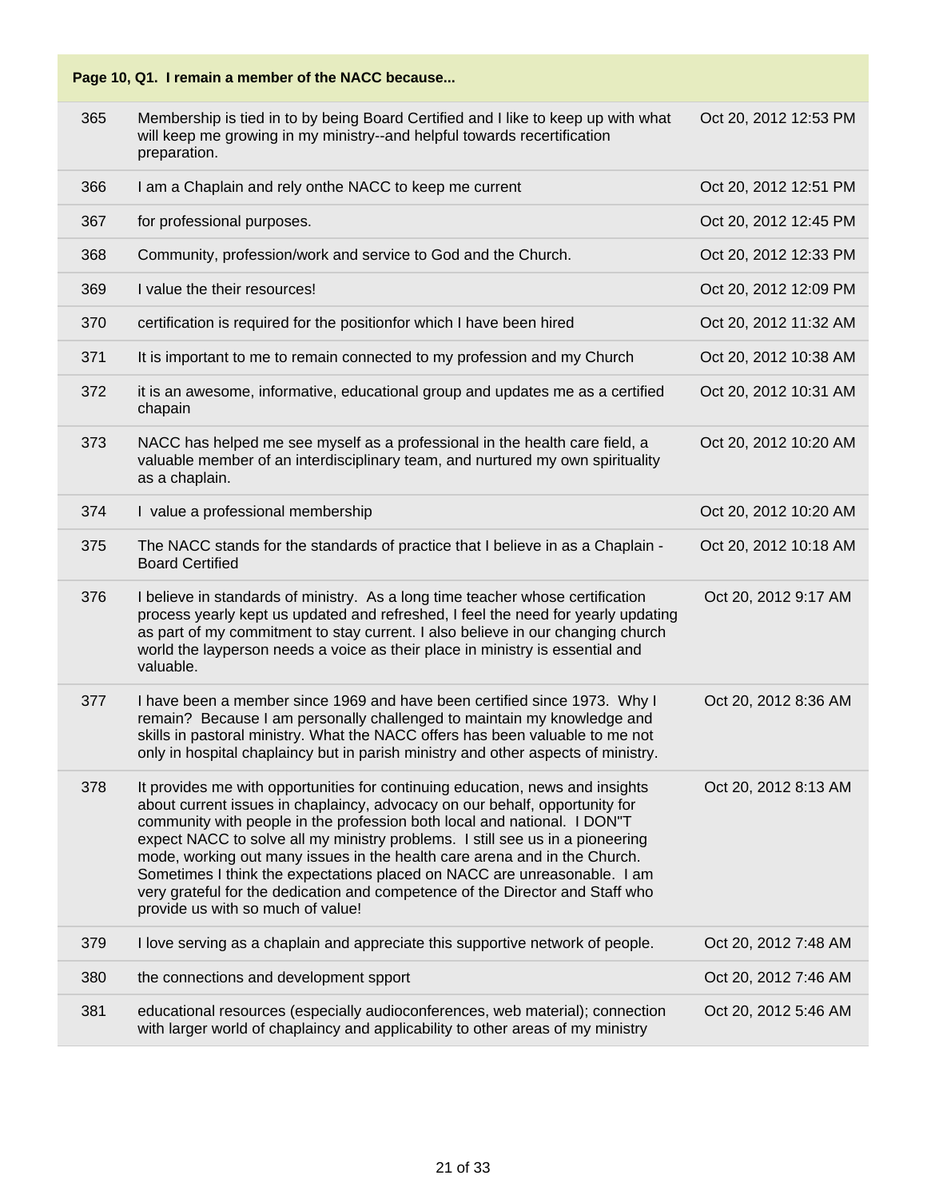| Page 10, Q1. I remain a member of the NACC because... | | |
|---|---|---|
| 365 | Membership is tied in to by being Board Certified and I like to keep up with what will keep me growing in my ministry--and helpful towards recertification preparation. | Oct 20, 2012 12:53 PM |
| 366 | I am a Chaplain and rely onthe NACC to keep me current | Oct 20, 2012 12:51 PM |
| 367 | for professional purposes. | Oct 20, 2012 12:45 PM |
| 368 | Community, profession/work and service to God and the Church. | Oct 20, 2012 12:33 PM |
| 369 | I value the their resources! | Oct 20, 2012 12:09 PM |
| 370 | certification is required for the positionfor which I have been hired | Oct 20, 2012 11:32 AM |
| 371 | It is important to me to remain connected to my profession and my Church | Oct 20, 2012 10:38 AM |
| 372 | it is an awesome, informative, educational group and updates me as a certified chapain | Oct 20, 2012 10:31 AM |
| 373 | NACC has helped me see myself as a professional in the health care field, a valuable member of an interdisciplinary team, and nurtured my own spirituality as a chaplain. | Oct 20, 2012 10:20 AM |
| 374 | I value a professional membership | Oct 20, 2012 10:20 AM |
| 375 | The NACC stands for the standards of practice that I believe in as a Chaplain - Board Certified | Oct 20, 2012 10:18 AM |
| 376 | I believe in standards of ministry. As a long time teacher whose certification process yearly kept us updated and refreshed, I feel the need for yearly updating as part of my commitment to stay current. I also believe in our changing church world the layperson needs a voice as their place in ministry is essential and valuable. | Oct 20, 2012 9:17 AM |
| 377 | I have been a member since 1969 and have been certified since 1973. Why I remain? Because I am personally challenged to maintain my knowledge and skills in pastoral ministry. What the NACC offers has been valuable to me not only in hospital chaplaincy but in parish ministry and other aspects of ministry. | Oct 20, 2012 8:36 AM |
| 378 | It provides me with opportunities for continuing education, news and insights about current issues in chaplaincy, advocacy on our behalf, opportunity for community with people in the profession both local and national. I DON"T expect NACC to solve all my ministry problems. I still see us in a pioneering mode, working out many issues in the health care arena and in the Church. Sometimes I think the expectations placed on NACC are unreasonable. I am very grateful for the dedication and competence of the Director and Staff who provide us with so much of value! | Oct 20, 2012 8:13 AM |
| 379 | I love serving as a chaplain and appreciate this supportive network of people. | Oct 20, 2012 7:48 AM |
| 380 | the connections and development spport | Oct 20, 2012 7:46 AM |
| 381 | educational resources (especially audioconferences, web material); connection with larger world of chaplaincy and applicability to other areas of my ministry | Oct 20, 2012 5:46 AM |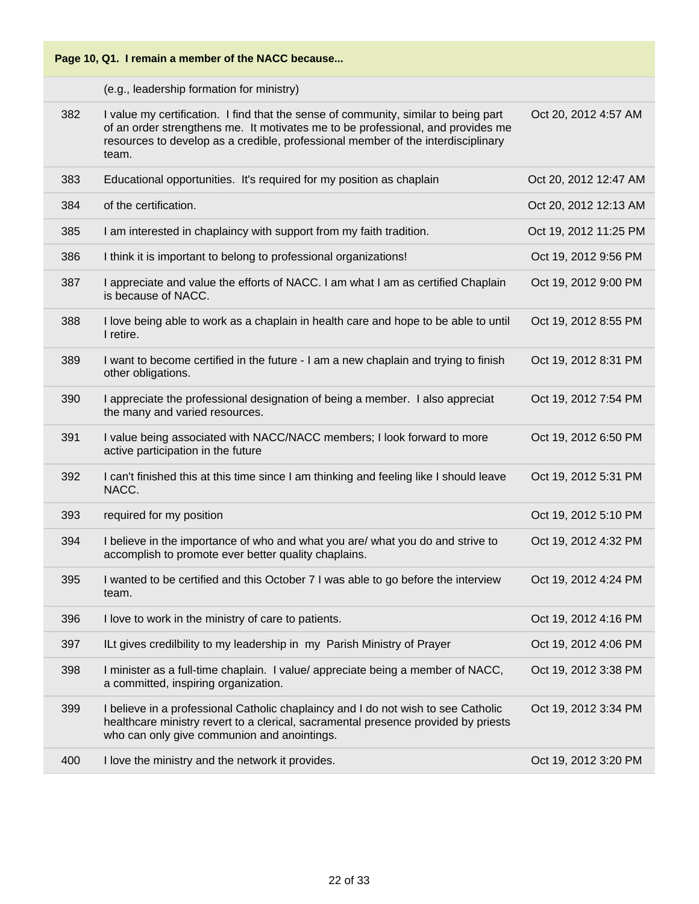**Page 10, Q1. I remain a member of the NACC because...**

| | | |
|---|---|---|
| | (e.g., leadership formation for ministry) | |
| 382 | I value my certification. I find that the sense of community, similar to being part of an order strengthens me. It motivates me to be professional, and provides me resources to develop as a credible, professional member of the interdisciplinary team. | Oct 20, 2012 4:57 AM |
| 383 | Educational opportunities. It's required for my position as chaplain | Oct 20, 2012 12:47 AM |
| 384 | of the certification. | Oct 20, 2012 12:13 AM |
| 385 | I am interested in chaplaincy with support from my faith tradition. | Oct 19, 2012 11:25 PM |
| 386 | I think it is important to belong to professional organizations! | Oct 19, 2012 9:56 PM |
| 387 | I appreciate and value the efforts of NACC. I am what I am as certified Chaplain is because of NACC. | Oct 19, 2012 9:00 PM |
| 388 | I love being able to work as a chaplain in health care and hope to be able to until I retire. | Oct 19, 2012 8:55 PM |
| 389 | I want to become certified in the future - I am a new chaplain and trying to finish other obligations. | Oct 19, 2012 8:31 PM |
| 390 | I appreciate the professional designation of being a member. I also appreciat the many and varied resources. | Oct 19, 2012 7:54 PM |
| 391 | I value being associated with NACC/NACC members; I look forward to more active participation in the future | Oct 19, 2012 6:50 PM |
| 392 | I can't finished this at this time since I am thinking and feeling like I should leave NACC. | Oct 19, 2012 5:31 PM |
| 393 | required for my position | Oct 19, 2012 5:10 PM |
| 394 | I believe in the importance of who and what you are/ what you do and strive to accomplish to promote ever better quality chaplains. | Oct 19, 2012 4:32 PM |
| 395 | I wanted to be certified and this October 7 I was able to go before the interview team. | Oct 19, 2012 4:24 PM |
| 396 | I love to work in the ministry of care to patients. | Oct 19, 2012 4:16 PM |
| 397 | ILt gives credilbility to my leadership in my Parish Ministry of Prayer | Oct 19, 2012 4:06 PM |
| 398 | I minister as a full-time chaplain. I value/ appreciate being a member of NACC, a committed, inspiring organization. | Oct 19, 2012 3:38 PM |
| 399 | I believe in a professional Catholic chaplaincy and I do not wish to see Catholic healthcare ministry revert to a clerical, sacramental presence provided by priests who can only give communion and anointings. | Oct 19, 2012 3:34 PM |
| 400 | I love the ministry and the network it provides. | Oct 19, 2012 3:20 PM |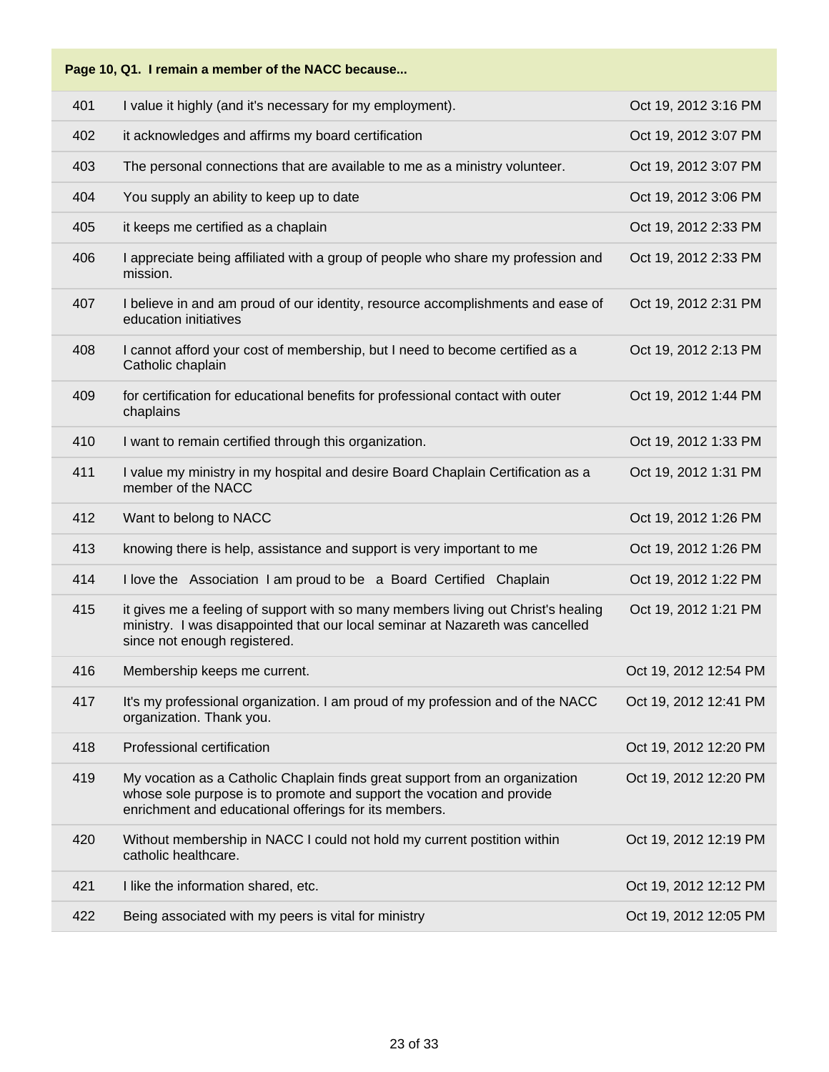| Page 10, Q1. I remain a member of the NACC because... | | |
|---|---|---|
| 401 | I value it highly (and it's necessary for my employment). | Oct 19, 2012 3:16 PM |
| 402 | it acknowledges and affirms my board certification | Oct 19, 2012 3:07 PM |
| 403 | The personal connections that are available to me as a ministry volunteer. | Oct 19, 2012 3:07 PM |
| 404 | You supply an ability to keep up to date | Oct 19, 2012 3:06 PM |
| 405 | it keeps me certified as a chaplain | Oct 19, 2012 2:33 PM |
| 406 | I appreciate being affiliated with a group of people who share my profession and mission. | Oct 19, 2012 2:33 PM |
| 407 | I believe in and am proud of our identity, resource accomplishments and ease of education initiatives | Oct 19, 2012 2:31 PM |
| 408 | I cannot afford your cost of membership, but I need to become certified as a Catholic chaplain | Oct 19, 2012 2:13 PM |
| 409 | for certification for educational benefits for professional contact with outer chaplains | Oct 19, 2012 1:44 PM |
| 410 | I want to remain certified through this organization. | Oct 19, 2012 1:33 PM |
| 411 | I value my ministry in my hospital and desire Board Chaplain Certification as a member of the NACC | Oct 19, 2012 1:31 PM |
| 412 | Want to belong to NACC | Oct 19, 2012 1:26 PM |
| 413 | knowing there is help, assistance and support is very important to me | Oct 19, 2012 1:26 PM |
| 414 | I love the Association I am proud to be a Board Certified Chaplain | Oct 19, 2012 1:22 PM |
| 415 | it gives me a feeling of support with so many members living out Christ's healing ministry. I was disappointed that our local seminar at Nazareth was cancelled since not enough registered. | Oct 19, 2012 1:21 PM |
| 416 | Membership keeps me current. | Oct 19, 2012 12:54 PM |
| 417 | It's my professional organization. I am proud of my profession and of the NACC organization. Thank you. | Oct 19, 2012 12:41 PM |
| 418 | Professional certification | Oct 19, 2012 12:20 PM |
| 419 | My vocation as a Catholic Chaplain finds great support from an organization whose sole purpose is to promote and support the vocation and provide enrichment and educational offerings for its members. | Oct 19, 2012 12:20 PM |
| 420 | Without membership in NACC I could not hold my current postition within catholic healthcare. | Oct 19, 2012 12:19 PM |
| 421 | I like the information shared, etc. | Oct 19, 2012 12:12 PM |
| 422 | Being associated with my peers is vital for ministry | Oct 19, 2012 12:05 PM |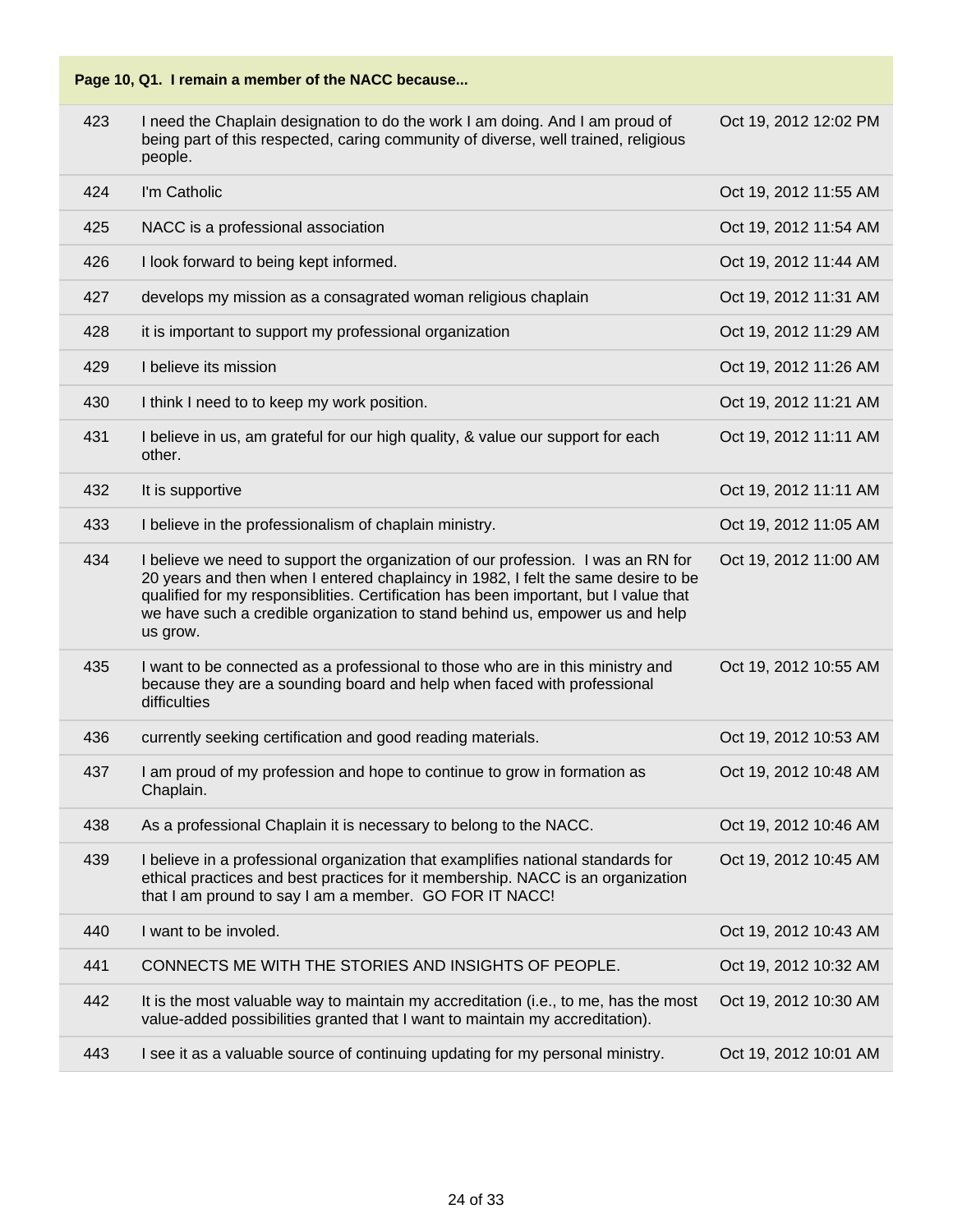**Page 10, Q1. I remain a member of the NACC because...**

| | | |
|---|---|---|
| 423 | I need the Chaplain designation to do the work I am doing. And I am proud of being part of this respected, caring community of diverse, well trained, religious people. | Oct 19, 2012 12:02 PM |
| 424 | I'm Catholic | Oct 19, 2012 11:55 AM |
| 425 | NACC is a professional association | Oct 19, 2012 11:54 AM |
| 426 | I look forward to being kept informed. | Oct 19, 2012 11:44 AM |
| 427 | develops my mission as a consagrated woman religious chaplain | Oct 19, 2012 11:31 AM |
| 428 | it is important to support my professional organization | Oct 19, 2012 11:29 AM |
| 429 | I believe its mission | Oct 19, 2012 11:26 AM |
| 430 | I think I need to to keep my work position. | Oct 19, 2012 11:21 AM |
| 431 | I believe in us, am grateful for our high quality, & value our support for each other. | Oct 19, 2012 11:11 AM |
| 432 | It is supportive | Oct 19, 2012 11:11 AM |
| 433 | I believe in the professionalism of chaplain ministry. | Oct 19, 2012 11:05 AM |
| 434 | I believe we need to support the organization of our profession. I was an RN for 20 years and then when I entered chaplaincy in 1982, I felt the same desire to be qualified for my responsiblities. Certification has been important, but I value that we have such a credible organization to stand behind us, empower us and help us grow. | Oct 19, 2012 11:00 AM |
| 435 | I want to be connected as a professional to those who are in this ministry and because they are a sounding board and help when faced with professional difficulties | Oct 19, 2012 10:55 AM |
| 436 | currently seeking certification and good reading materials. | Oct 19, 2012 10:53 AM |
| 437 | I am proud of my profession and hope to continue to grow in formation as Chaplain. | Oct 19, 2012 10:48 AM |
| 438 | As a professional Chaplain it is necessary to belong to the NACC. | Oct 19, 2012 10:46 AM |
| 439 | I believe in a professional organization that examplifies national standards for ethical practices and best practices for it membership. NACC is an organization that I am pround to say I am a member. GO FOR IT NACC! | Oct 19, 2012 10:45 AM |
| 440 | I want to be involed. | Oct 19, 2012 10:43 AM |
| 441 | CONNECTS ME WITH THE STORIES AND INSIGHTS OF PEOPLE. | Oct 19, 2012 10:32 AM |
| 442 | It is the most valuable way to maintain my accreditation (i.e., to me, has the most value-added possibilities granted that I want to maintain my accreditation). | Oct 19, 2012 10:30 AM |
| 443 | I see it as a valuable source of continuing updating for my personal ministry. | Oct 19, 2012 10:01 AM |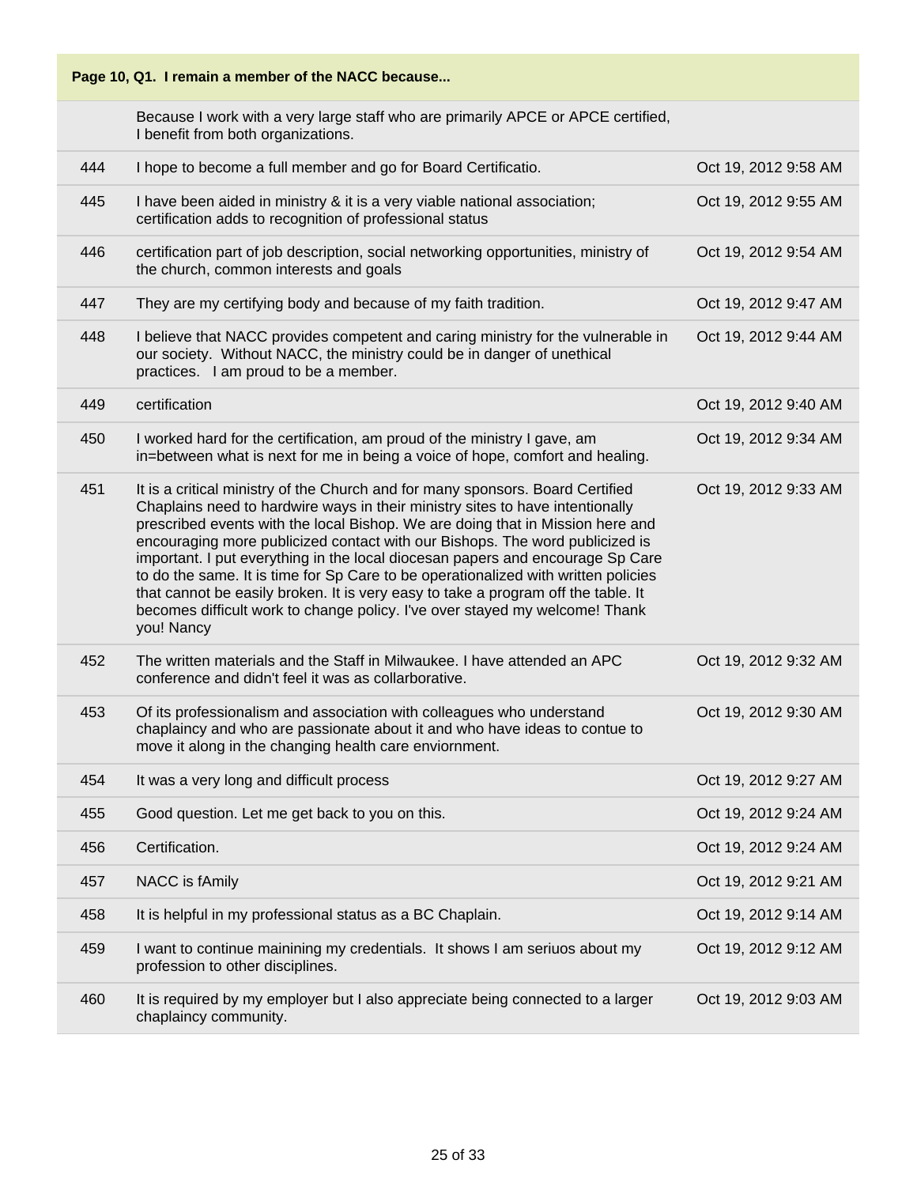**Page 10, Q1. I remain a member of the NACC because...**

| | | |
|---|---|---|
| | Because I work with a very large staff who are primarily APCE or APCE certified, I benefit from both organizations. | |
| 444 | I hope to become a full member and go for Board Certificatio. | Oct 19, 2012 9:58 AM |
| 445 | I have been aided in ministry & it is a very viable national association; certification adds to recognition of professional status | Oct 19, 2012 9:55 AM |
| 446 | certification part of job description, social networking opportunities, ministry of the church, common interests and goals | Oct 19, 2012 9:54 AM |
| 447 | They are my certifying body and because of my faith tradition. | Oct 19, 2012 9:47 AM |
| 448 | I believe that NACC provides competent and caring ministry for the vulnerable in our society. Without NACC, the ministry could be in danger of unethical practices. I am proud to be a member. | Oct 19, 2012 9:44 AM |
| 449 | certification | Oct 19, 2012 9:40 AM |
| 450 | I worked hard for the certification, am proud of the ministry I gave, am in=between what is next for me in being a voice of hope, comfort and healing. | Oct 19, 2012 9:34 AM |
| 451 | It is a critical ministry of the Church and for many sponsors. Board Certified Chaplains need to hardwire ways in their ministry sites to have intentionally prescribed events with the local Bishop. We are doing that in Mission here and encouraging more publicized contact with our Bishops. The word publicized is important. I put everything in the local diocesan papers and encourage Sp Care to do the same. It is time for Sp Care to be operationalized with written policies that cannot be easily broken. It is very easy to take a program off the table. It becomes difficult work to change policy. I've over stayed my welcome! Thank you! Nancy | Oct 19, 2012 9:33 AM |
| 452 | The written materials and the Staff in Milwaukee. I have attended an APC conference and didn't feel it was as collarborative. | Oct 19, 2012 9:32 AM |
| 453 | Of its professionalism and association with colleagues who understand chaplaincy and who are passionate about it and who have ideas to contue to move it along in the changing health care enviornment. | Oct 19, 2012 9:30 AM |
| 454 | It was a very long and difficult process | Oct 19, 2012 9:27 AM |
| 455 | Good question. Let me get back to you on this. | Oct 19, 2012 9:24 AM |
| 456 | Certification. | Oct 19, 2012 9:24 AM |
| 457 | NACC is fAmily | Oct 19, 2012 9:21 AM |
| 458 | It is helpful in my professional status as a BC Chaplain. | Oct 19, 2012 9:14 AM |
| 459 | I want to continue maining my credentials. It shows I am seriuos about my profession to other disciplines. | Oct 19, 2012 9:12 AM |
| 460 | It is required by my employer but I also appreciate being connected to a larger chaplaincy community. | Oct 19, 2012 9:03 AM |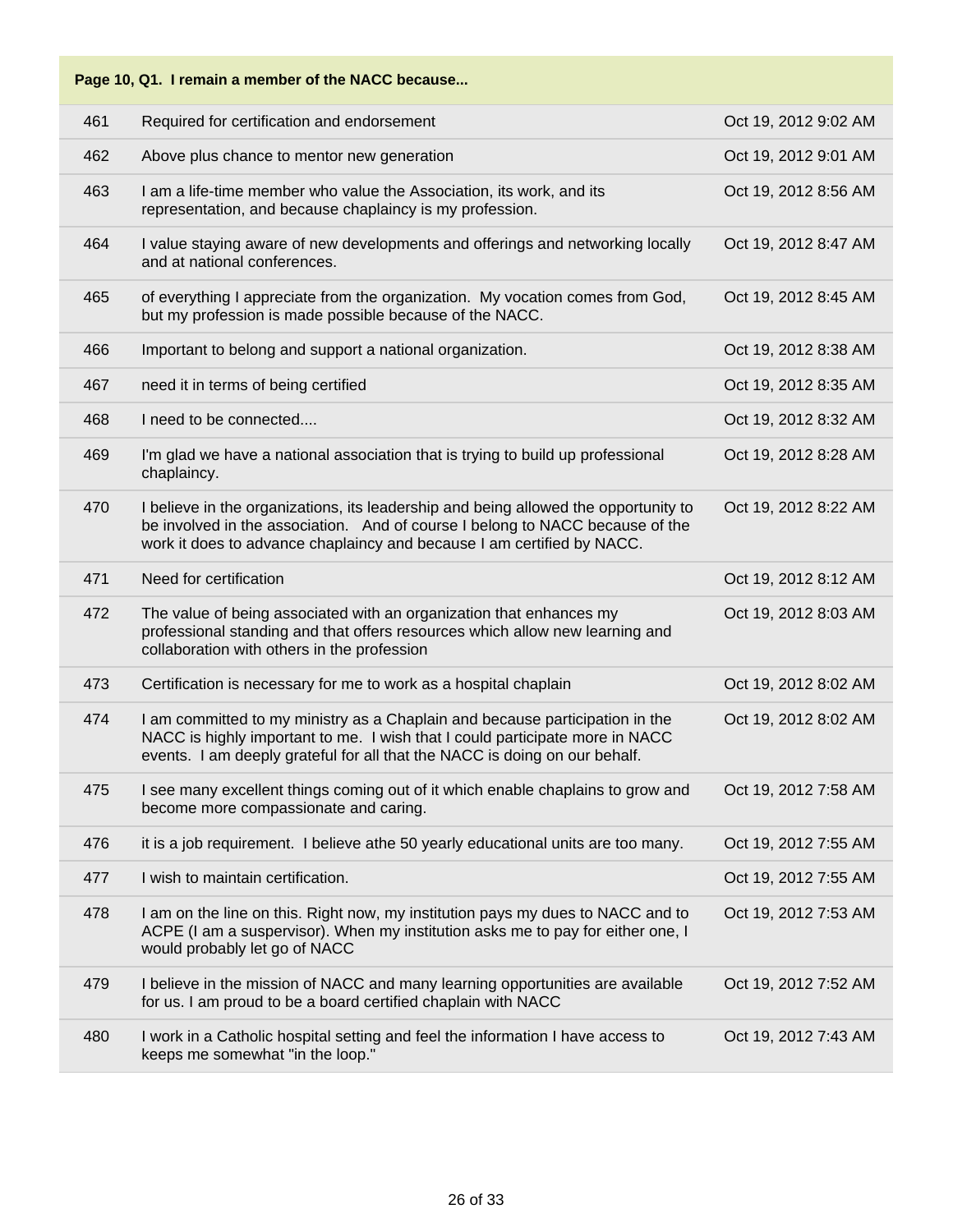**Page 10, Q1. I remain a member of the NACC because...**

| | | |
|---|---|---|
| 461 | Required for certification and endorsement | Oct 19, 2012 9:02 AM |
| 462 | Above plus chance to mentor new generation | Oct 19, 2012 9:01 AM |
| 463 | I am a life-time member who value the Association, its work, and its representation, and because chaplaincy is my profession. | Oct 19, 2012 8:56 AM |
| 464 | I value staying aware of new developments and offerings and networking locally and at national conferences. | Oct 19, 2012 8:47 AM |
| 465 | of everything I appreciate from the organization. My vocation comes from God, but my profession is made possible because of the NACC. | Oct 19, 2012 8:45 AM |
| 466 | Important to belong and support a national organization. | Oct 19, 2012 8:38 AM |
| 467 | need it in terms of being certified | Oct 19, 2012 8:35 AM |
| 468 | I need to be connected.... | Oct 19, 2012 8:32 AM |
| 469 | I'm glad we have a national association that is trying to build up professional chaplaincy. | Oct 19, 2012 8:28 AM |
| 470 | I believe in the organizations, its leadership and being allowed the opportunity to be involved in the association. And of course I belong to NACC because of the work it does to advance chaplaincy and because I am certified by NACC. | Oct 19, 2012 8:22 AM |
| 471 | Need for certification | Oct 19, 2012 8:12 AM |
| 472 | The value of being associated with an organization that enhances my professional standing and that offers resources which allow new learning and collaboration with others in the profession | Oct 19, 2012 8:03 AM |
| 473 | Certification is necessary for me to work as a hospital chaplain | Oct 19, 2012 8:02 AM |
| 474 | I am committed to my ministry as a Chaplain and because participation in the NACC is highly important to me. I wish that I could participate more in NACC events. I am deeply grateful for all that the NACC is doing on our behalf. | Oct 19, 2012 8:02 AM |
| 475 | I see many excellent things coming out of it which enable chaplains to grow and become more compassionate and caring. | Oct 19, 2012 7:58 AM |
| 476 | it is a job requirement. I believe athe 50 yearly educational units are too many. | Oct 19, 2012 7:55 AM |
| 477 | I wish to maintain certification. | Oct 19, 2012 7:55 AM |
| 478 | I am on the line on this. Right now, my institution pays my dues to NACC and to ACPE (I am a suspervisor). When my institution asks me to pay for either one, I would probably let go of NACC | Oct 19, 2012 7:53 AM |
| 479 | I believe in the mission of NACC and many learning opportunities are available for us. I am proud to be a board certified chaplain with NACC | Oct 19, 2012 7:52 AM |
| 480 | I work in a Catholic hospital setting and feel the information I have access to keeps me somewhat "in the loop." | Oct 19, 2012 7:43 AM |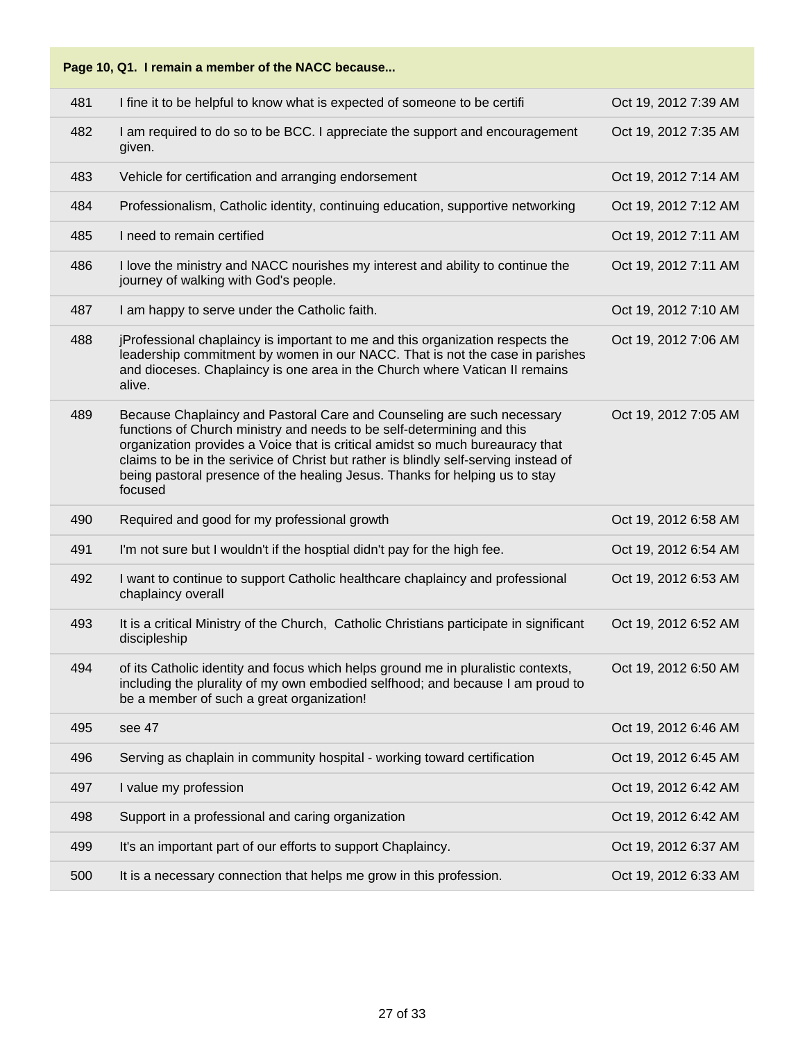| Page 10, Q1. I remain a member of the NACC because... | | |
|---|---|---|
| 481 | I fine it to be helpful to know what is expected of someone to be certifi | Oct 19, 2012 7:39 AM |
| 482 | I am required to do so to be BCC. I appreciate the support and encouragement given. | Oct 19, 2012 7:35 AM |
| 483 | Vehicle for certification and arranging endorsement | Oct 19, 2012 7:14 AM |
| 484 | Professionalism, Catholic identity, continuing education, supportive networking | Oct 19, 2012 7:12 AM |
| 485 | I need to remain certified | Oct 19, 2012 7:11 AM |
| 486 | I love the ministry and NACC nourishes my interest and ability to continue the journey of walking with God's people. | Oct 19, 2012 7:11 AM |
| 487 | I am happy to serve under the Catholic faith. | Oct 19, 2012 7:10 AM |
| 488 | jProfessional chaplaincy is important to me and this organization respects the leadership commitment by women in our NACC. That is not the case in parishes and dioceses. Chaplaincy is one area in the Church where Vatican II remains alive. | Oct 19, 2012 7:06 AM |
| 489 | Because Chaplaincy and Pastoral Care and Counseling are such necessary functions of Church ministry and needs to be self-determining and this organization provides a Voice that is critical amidst so much bureauracy that claims to be in the serivice of Christ but rather is blindly self-serving instead of being pastoral presence of the healing Jesus. Thanks for helping us to stay focused | Oct 19, 2012 7:05 AM |
| 490 | Required and good for my professional growth | Oct 19, 2012 6:58 AM |
| 491 | I'm not sure but I wouldn't if the hosptial didn't pay for the high fee. | Oct 19, 2012 6:54 AM |
| 492 | I want to continue to support Catholic healthcare chaplaincy and professional chaplaincy overall | Oct 19, 2012 6:53 AM |
| 493 | It is a critical Ministry of the Church,  Catholic Christians participate in significant discipleship | Oct 19, 2012 6:52 AM |
| 494 | of its Catholic identity and focus which helps ground me in pluralistic contexts, including the plurality of my own embodied selfhood; and because I am proud to be a member of such a great organization! | Oct 19, 2012 6:50 AM |
| 495 | see 47 | Oct 19, 2012 6:46 AM |
| 496 | Serving as chaplain in community hospital - working toward certification | Oct 19, 2012 6:45 AM |
| 497 | I value my profession | Oct 19, 2012 6:42 AM |
| 498 | Support in a professional and caring organization | Oct 19, 2012 6:42 AM |
| 499 | It's an important part of our efforts to support Chaplaincy. | Oct 19, 2012 6:37 AM |
| 500 | It is a necessary connection that helps me grow in this profession. | Oct 19, 2012 6:33 AM |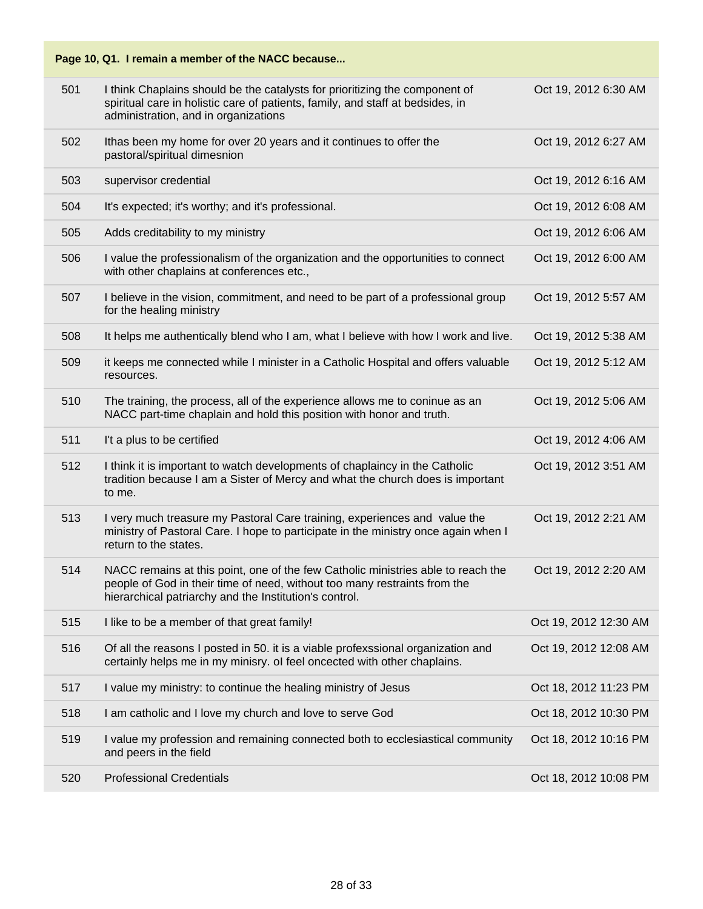| Page 10, Q1. I remain a member of the NACC because... | | |
|---|---|---|
| 501 | I think Chaplains should be the catalysts for prioritizing the component of spiritual care in holistic care of patients, family, and staff at bedsides, in administration, and in organizations | Oct 19, 2012 6:30 AM |
| 502 | Ithas been my home for over 20 years and it continues to offer the pastoral/spiritual dimesnion | Oct 19, 2012 6:27 AM |
| 503 | supervisor credential | Oct 19, 2012 6:16 AM |
| 504 | It's expected; it's worthy; and it's professional. | Oct 19, 2012 6:08 AM |
| 505 | Adds creditability to my ministry | Oct 19, 2012 6:06 AM |
| 506 | I value the professionalism of the organization and the opportunities to connect with other chaplains at conferences etc., | Oct 19, 2012 6:00 AM |
| 507 | I believe in the vision, commitment, and need to be part of a professional group for the healing ministry | Oct 19, 2012 5:57 AM |
| 508 | It helps me authentically blend who I am, what I believe with how I work and live. | Oct 19, 2012 5:38 AM |
| 509 | it keeps me connected while I minister in a Catholic Hospital and offers valuable resources. | Oct 19, 2012 5:12 AM |
| 510 | The training, the process, all of the experience allows me to coninue as an NACC part-time chaplain and hold this position with honor and truth. | Oct 19, 2012 5:06 AM |
| 511 | I't a plus to be certified | Oct 19, 2012 4:06 AM |
| 512 | I think it is important to watch developments of chaplaincy in the Catholic tradition because I am a Sister of Mercy and what the church does is important to me. | Oct 19, 2012 3:51 AM |
| 513 | I very much treasure my Pastoral Care training, experiences and value the ministry of Pastoral Care. I hope to participate in the ministry once again when I return to the states. | Oct 19, 2012 2:21 AM |
| 514 | NACC remains at this point, one of the few Catholic ministries able to reach the people of God in their time of need, without too many restraints from the hierarchical patriarchy and the Institution's control. | Oct 19, 2012 2:20 AM |
| 515 | I like to be a member of that great family! | Oct 19, 2012 12:30 AM |
| 516 | Of all the reasons I posted in 50. it is a viable profexssional organization and certainly helps me in my minisry. oI feel oncected with other chaplains. | Oct 19, 2012 12:08 AM |
| 517 | I value my ministry: to continue the healing ministry of Jesus | Oct 18, 2012 11:23 PM |
| 518 | I am catholic and I love my church and love to serve God | Oct 18, 2012 10:30 PM |
| 519 | I value my profession and remaining connected both to ecclesiastical community and peers in the field | Oct 18, 2012 10:16 PM |
| 520 | Professional Credentials | Oct 18, 2012 10:08 PM |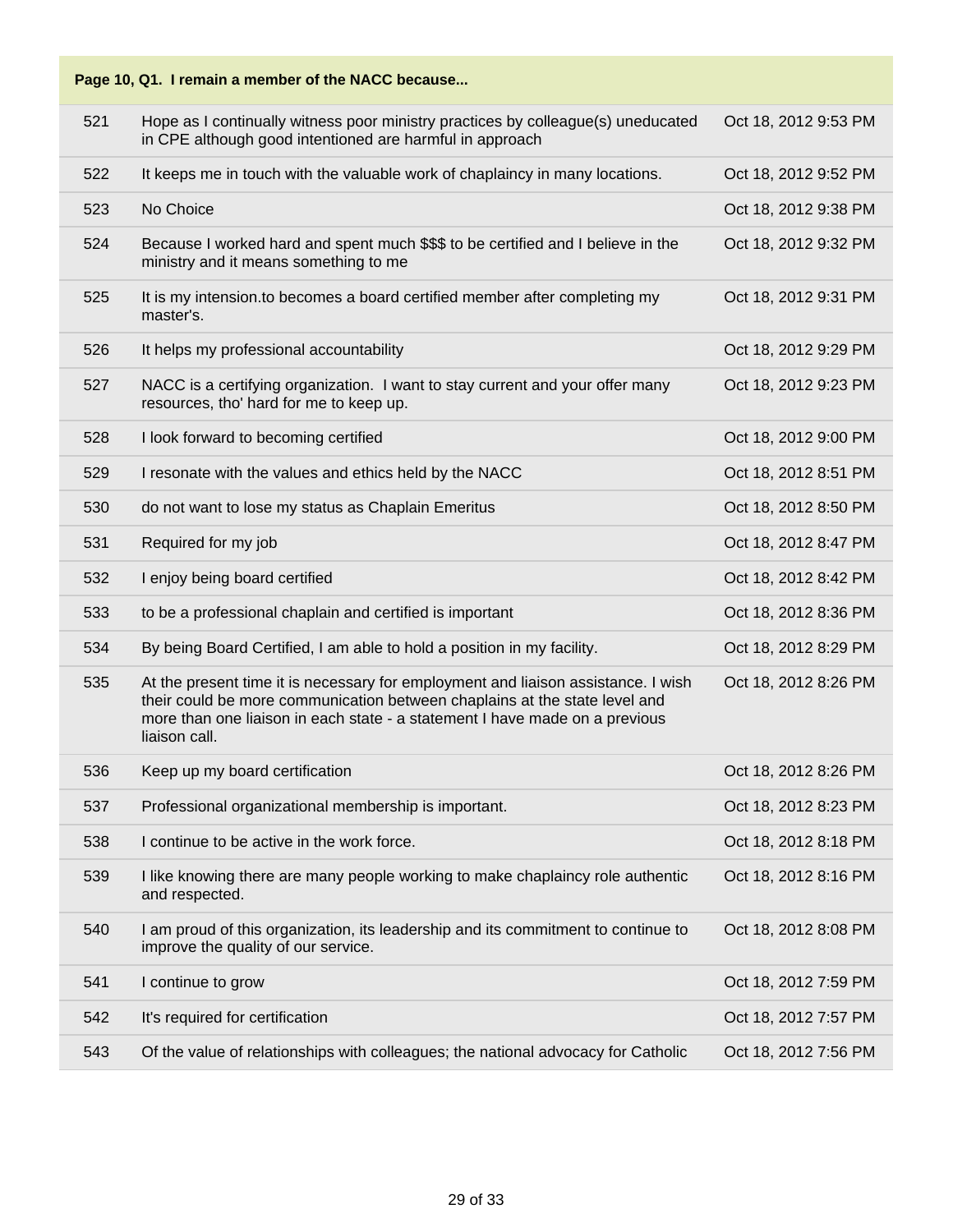| Page 10, Q1. I remain a member of the NACC because... | | |
|---|---|---|
| 521 | Hope as I continually witness poor ministry practices by colleague(s) uneducated in CPE although good intentioned are harmful in approach | Oct 18, 2012 9:53 PM |
| 522 | It keeps me in touch with the valuable work of chaplaincy in many locations. | Oct 18, 2012 9:52 PM |
| 523 | No Choice | Oct 18, 2012 9:38 PM |
| 524 | Because I worked hard and spent much $$$ to be certified and I believe in the ministry and it means something to me | Oct 18, 2012 9:32 PM |
| 525 | It is my intension.to becomes a board certified member after completing my master's. | Oct 18, 2012 9:31 PM |
| 526 | It helps my professional accountability | Oct 18, 2012 9:29 PM |
| 527 | NACC is a certifying organization. I want to stay current and your offer many resources, tho' hard for me to keep up. | Oct 18, 2012 9:23 PM |
| 528 | I look forward to becoming certified | Oct 18, 2012 9:00 PM |
| 529 | I resonate with the values and ethics held by the NACC | Oct 18, 2012 8:51 PM |
| 530 | do not want to lose my status as Chaplain Emeritus | Oct 18, 2012 8:50 PM |
| 531 | Required for my job | Oct 18, 2012 8:47 PM |
| 532 | I enjoy being board certified | Oct 18, 2012 8:42 PM |
| 533 | to be a professional chaplain and certified is important | Oct 18, 2012 8:36 PM |
| 534 | By being Board Certified, I am able to hold a position in my facility. | Oct 18, 2012 8:29 PM |
| 535 | At the present time it is necessary for employment and liaison assistance. I wish their could be more communication between chaplains at the state level and more than one liaison in each state - a statement I have made on a previous liaison call. | Oct 18, 2012 8:26 PM |
| 536 | Keep up my board certification | Oct 18, 2012 8:26 PM |
| 537 | Professional organizational membership is important. | Oct 18, 2012 8:23 PM |
| 538 | I continue to be active in the work force. | Oct 18, 2012 8:18 PM |
| 539 | I like knowing there are many people working to make chaplaincy role authentic and respected. | Oct 18, 2012 8:16 PM |
| 540 | I am proud of this organization, its leadership and its commitment to continue to improve the quality of our service. | Oct 18, 2012 8:08 PM |
| 541 | I continue to grow | Oct 18, 2012 7:59 PM |
| 542 | It's required for certification | Oct 18, 2012 7:57 PM |
| 543 | Of the value of relationships with colleagues; the national advocacy for Catholic | Oct 18, 2012 7:56 PM |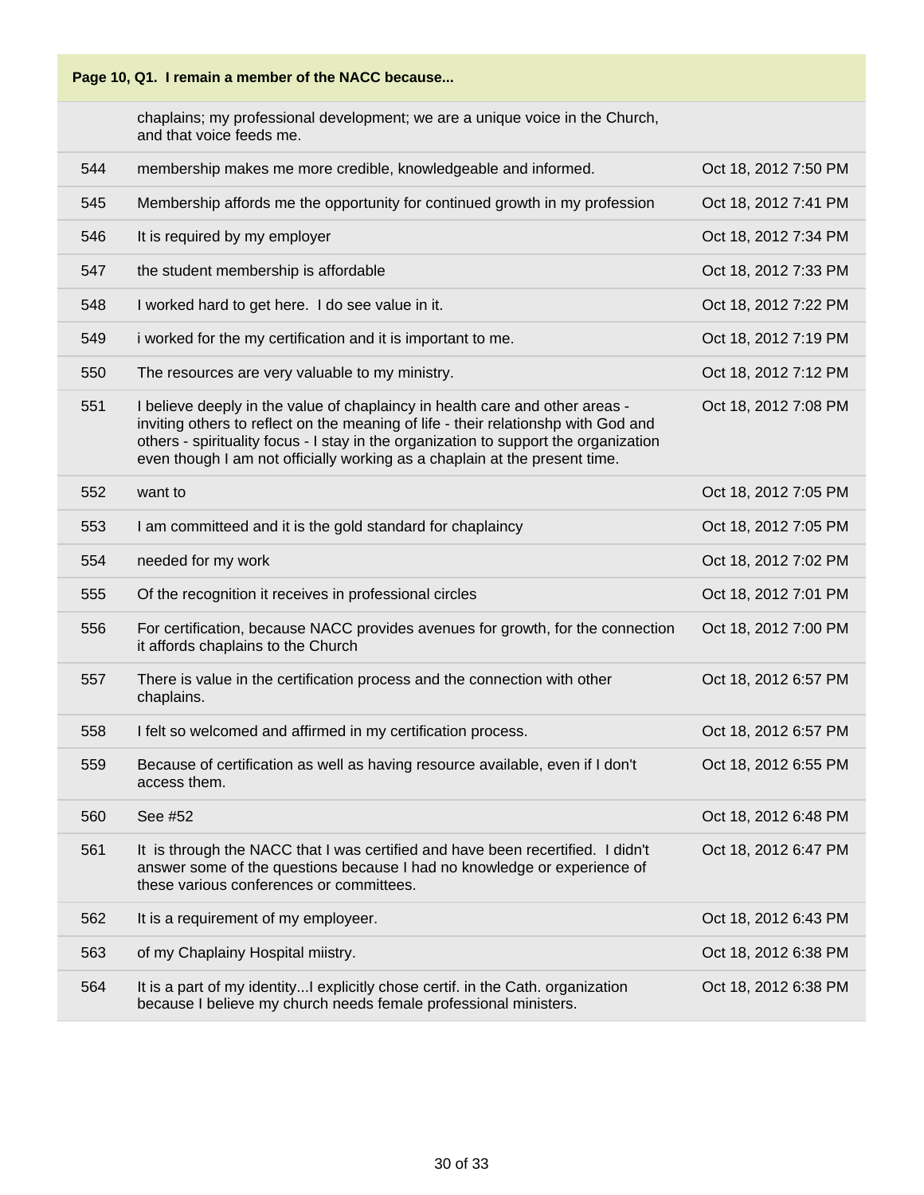**Page 10, Q1. I remain a member of the NACC because...**

| | | |
|---|---|---|
| | chaplains; my professional development; we are a unique voice in the Church, and that voice feeds me. | |
| 544 | membership makes me more credible, knowledgeable and informed. | Oct 18, 2012 7:50 PM |
| 545 | Membership affords me the opportunity for continued growth in my profession | Oct 18, 2012 7:41 PM |
| 546 | It is required by my employer | Oct 18, 2012 7:34 PM |
| 547 | the student membership is affordable | Oct 18, 2012 7:33 PM |
| 548 | I worked hard to get here. I do see value in it. | Oct 18, 2012 7:22 PM |
| 549 | i worked for the my certification and it is important to me. | Oct 18, 2012 7:19 PM |
| 550 | The resources are very valuable to my ministry. | Oct 18, 2012 7:12 PM |
| 551 | I believe deeply in the value of chaplaincy in health care and other areas - inviting others to reflect on the meaning of life - their relationshp with God and others - spirituality focus - I stay in the organization to support the organization even though I am not officially working as a chaplain at the present time. | Oct 18, 2012 7:08 PM |
| 552 | want to | Oct 18, 2012 7:05 PM |
| 553 | I am committeed and it is the gold standard for chaplaincy | Oct 18, 2012 7:05 PM |
| 554 | needed for my work | Oct 18, 2012 7:02 PM |
| 555 | Of the recognition it receives in professional circles | Oct 18, 2012 7:01 PM |
| 556 | For certification, because NACC provides avenues for growth, for the connection it affords chaplains to the Church | Oct 18, 2012 7:00 PM |
| 557 | There is value in the certification process and the connection with other chaplains. | Oct 18, 2012 6:57 PM |
| 558 | I felt so welcomed and affirmed in my certification process. | Oct 18, 2012 6:57 PM |
| 559 | Because of certification as well as having resource available, even if I don't access them. | Oct 18, 2012 6:55 PM |
| 560 | See #52 | Oct 18, 2012 6:48 PM |
| 561 | It is through the NACC that I was certified and have been recertified. I didn't answer some of the questions because I had no knowledge or experience of these various conferences or committees. | Oct 18, 2012 6:47 PM |
| 562 | It is a requirement of my employeer. | Oct 18, 2012 6:43 PM |
| 563 | of my Chaplainy Hospital miistry. | Oct 18, 2012 6:38 PM |
| 564 | It is a part of my identity...I explicitly chose certif. in the Cath. organization because I believe my church needs female professional ministers. | Oct 18, 2012 6:38 PM |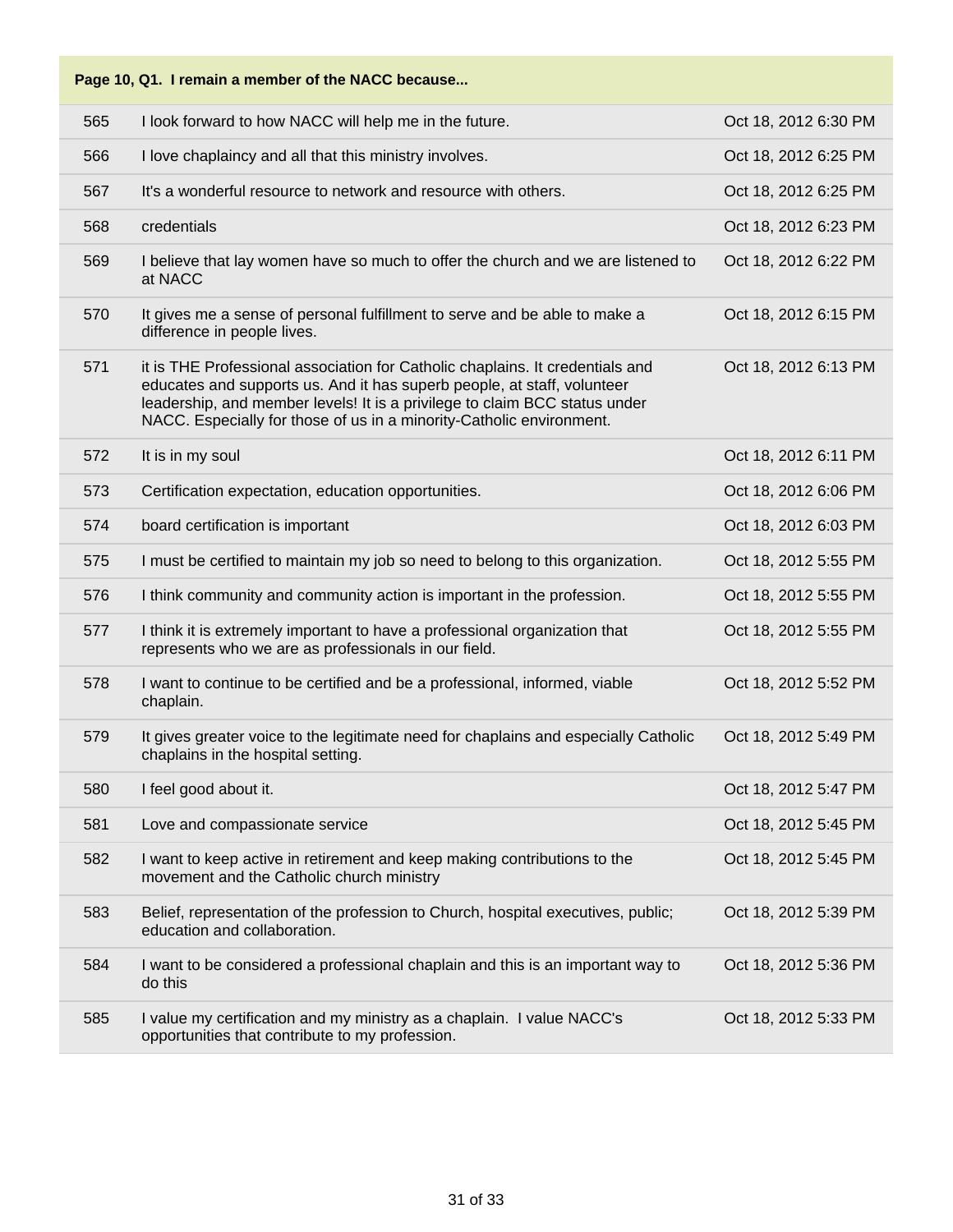**Page 10, Q1. I remain a member of the NACC because...**

| | | |
|---|---|---|
| 565 | I look forward to how NACC will help me in the future. | Oct 18, 2012 6:30 PM |
| 566 | I love chaplaincy and all that this ministry involves. | Oct 18, 2012 6:25 PM |
| 567 | It's a wonderful resource to network and resource with others. | Oct 18, 2012 6:25 PM |
| 568 | credentials | Oct 18, 2012 6:23 PM |
| 569 | I believe that lay women have so much to offer the church and we are listened to at NACC | Oct 18, 2012 6:22 PM |
| 570 | It gives me a sense of personal fulfillment to serve and be able to make a difference in people lives. | Oct 18, 2012 6:15 PM |
| 571 | it is THE Professional association for Catholic chaplains. It credentials and educates and supports us. And it has superb people, at staff, volunteer leadership, and member levels! It is a privilege to claim BCC status under NACC. Especially for those of us in a minority-Catholic environment. | Oct 18, 2012 6:13 PM |
| 572 | It is in my soul | Oct 18, 2012 6:11 PM |
| 573 | Certification expectation, education opportunities. | Oct 18, 2012 6:06 PM |
| 574 | board certification is important | Oct 18, 2012 6:03 PM |
| 575 | I must be certified to maintain my job so need to belong to this organization. | Oct 18, 2012 5:55 PM |
| 576 | I think community and community action is important in the profession. | Oct 18, 2012 5:55 PM |
| 577 | I think it is extremely important to have a professional organization that represents who we are as professionals in our field. | Oct 18, 2012 5:55 PM |
| 578 | I want to continue to be certified and be a professional, informed, viable chaplain. | Oct 18, 2012 5:52 PM |
| 579 | It gives greater voice to the legitimate need for chaplains and especially Catholic chaplains in the hospital setting. | Oct 18, 2012 5:49 PM |
| 580 | I feel good about it. | Oct 18, 2012 5:47 PM |
| 581 | Love and compassionate service | Oct 18, 2012 5:45 PM |
| 582 | I want to keep active in retirement and keep making contributions to the movement and the Catholic church ministry | Oct 18, 2012 5:45 PM |
| 583 | Belief, representation of the profession to Church, hospital executives, public; education and collaboration. | Oct 18, 2012 5:39 PM |
| 584 | I want to be considered a professional chaplain and this is an important way to do this | Oct 18, 2012 5:36 PM |
| 585 | I value my certification and my ministry as a chaplain. I value NACC's opportunities that contribute to my profession. | Oct 18, 2012 5:33 PM |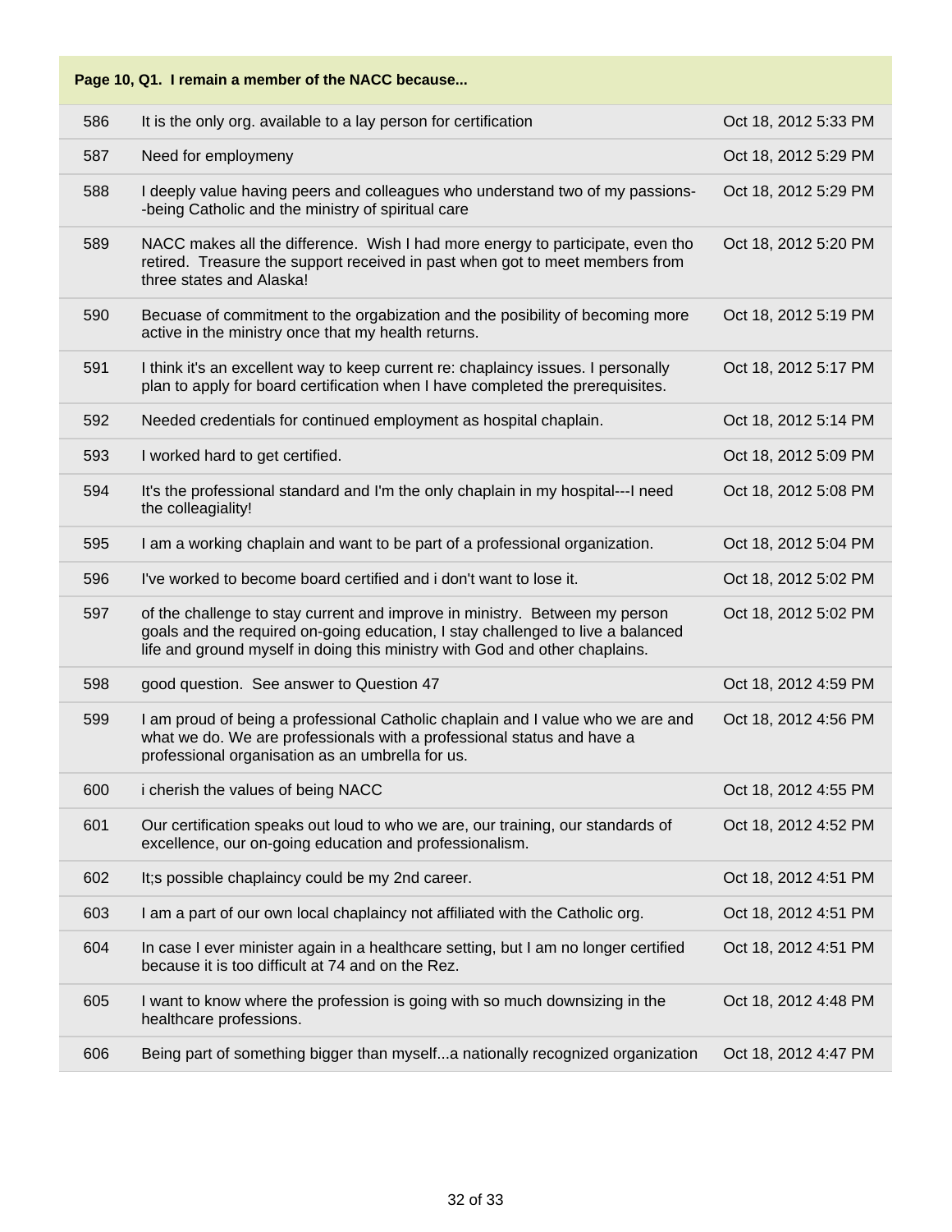| Page 10, Q1. I remain a member of the NACC because... | | |
|---|---|---|
| 586 | It is the only org. available to a lay person for certification | Oct 18, 2012 5:33 PM |
| 587 | Need for employmeny | Oct 18, 2012 5:29 PM |
| 588 | I deeply value having peers and colleagues who understand two of my passions--being Catholic and the ministry of spiritual care | Oct 18, 2012 5:29 PM |
| 589 | NACC makes all the difference. Wish I had more energy to participate, even tho retired. Treasure the support received in past when got to meet members from three states and Alaska! | Oct 18, 2012 5:20 PM |
| 590 | Becuase of commitment to the orgabization and the posibility of becoming more active in the ministry once that my health returns. | Oct 18, 2012 5:19 PM |
| 591 | I think it's an excellent way to keep current re: chaplaincy issues. I personally plan to apply for board certification when I have completed the prerequisites. | Oct 18, 2012 5:17 PM |
| 592 | Needed credentials for continued employment as hospital chaplain. | Oct 18, 2012 5:14 PM |
| 593 | I worked hard to get certified. | Oct 18, 2012 5:09 PM |
| 594 | It's the professional standard and I'm the only chaplain in my hospital---I need the colleagiality! | Oct 18, 2012 5:08 PM |
| 595 | I am a working chaplain and want to be part of a professional organization. | Oct 18, 2012 5:04 PM |
| 596 | I've worked to become board certified and i don't want to lose it. | Oct 18, 2012 5:02 PM |
| 597 | of the challenge to stay current and improve in ministry. Between my person goals and the required on-going education, I stay challenged to live a balanced life and ground myself in doing this ministry with God and other chaplains. | Oct 18, 2012 5:02 PM |
| 598 | good question. See answer to Question 47 | Oct 18, 2012 4:59 PM |
| 599 | I am proud of being a professional Catholic chaplain and I value who we are and what we do. We are professionals with a professional status and have a professional organisation as an umbrella for us. | Oct 18, 2012 4:56 PM |
| 600 | i cherish the values of being NACC | Oct 18, 2012 4:55 PM |
| 601 | Our certification speaks out loud to who we are, our training, our standards of excellence, our on-going education and professionalism. | Oct 18, 2012 4:52 PM |
| 602 | It;s possible chaplaincy could be my 2nd career. | Oct 18, 2012 4:51 PM |
| 603 | I am a part of our own local chaplaincy not affiliated with the Catholic org. | Oct 18, 2012 4:51 PM |
| 604 | In case I ever minister again in a healthcare setting, but I am no longer certified because it is too difficult at 74 and on the Rez. | Oct 18, 2012 4:51 PM |
| 605 | I want to know where the profession is going with so much downsizing in the healthcare professions. | Oct 18, 2012 4:48 PM |
| 606 | Being part of something bigger than myself...a nationally recognized organization | Oct 18, 2012 4:47 PM |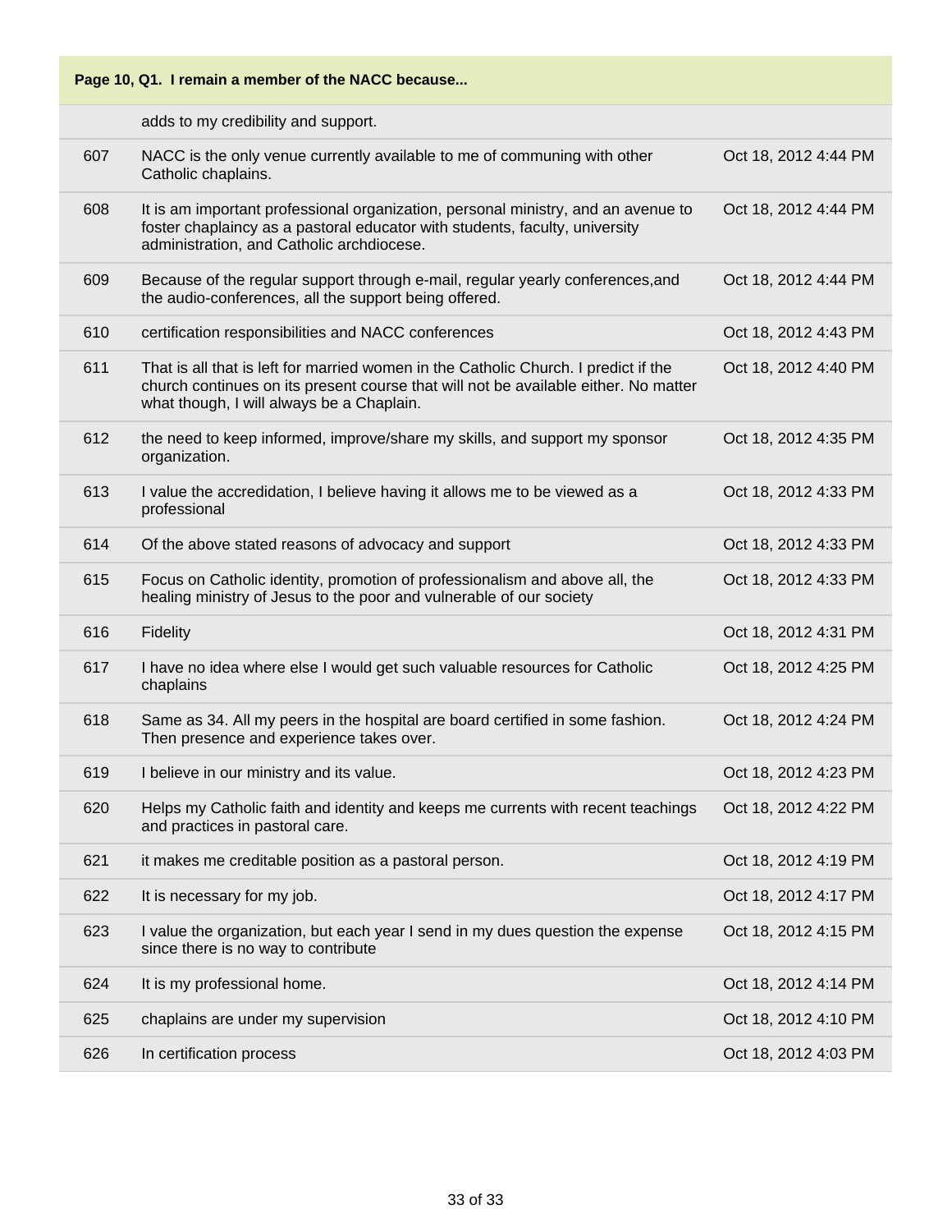| Page 10, Q1. I remain a member of the NACC because... | | |
|---|---|---|
| | adds to my credibility and support. | |
| 607 | NACC is the only venue currently available to me of communing with other Catholic chaplains. | Oct 18, 2012 4:44 PM |
| 608 | It is am important professional organization, personal ministry, and an avenue to foster chaplaincy as a pastoral educator with students, faculty, university administration, and Catholic archdiocese. | Oct 18, 2012 4:44 PM |
| 609 | Because of the regular support through e-mail, regular yearly conferences,and the audio-conferences, all the support being offered. | Oct 18, 2012 4:44 PM |
| 610 | certification responsibilities and NACC conferences | Oct 18, 2012 4:43 PM |
| 611 | That is all that is left for married women in the Catholic Church. I predict if the church continues on its present course that will not be available either. No matter what though, I will always be a Chaplain. | Oct 18, 2012 4:40 PM |
| 612 | the need to keep informed, improve/share my skills, and support my sponsor organization. | Oct 18, 2012 4:35 PM |
| 613 | I value the accredidation, I believe having it allows me to be viewed as a professional | Oct 18, 2012 4:33 PM |
| 614 | Of the above stated reasons of advocacy and support | Oct 18, 2012 4:33 PM |
| 615 | Focus on Catholic identity, promotion of professionalism and above all, the healing ministry of Jesus to the poor and vulnerable of our society | Oct 18, 2012 4:33 PM |
| 616 | Fidelity | Oct 18, 2012 4:31 PM |
| 617 | I have no idea where else I would get such valuable resources for Catholic chaplains | Oct 18, 2012 4:25 PM |
| 618 | Same as 34. All my peers in the hospital are board certified in some fashion. Then presence and experience takes over. | Oct 18, 2012 4:24 PM |
| 619 | I believe in our ministry and its value. | Oct 18, 2012 4:23 PM |
| 620 | Helps my Catholic faith and identity and keeps me currents with recent teachings and practices in pastoral care. | Oct 18, 2012 4:22 PM |
| 621 | it makes me creditable position as a pastoral person. | Oct 18, 2012 4:19 PM |
| 622 | It is necessary for my job. | Oct 18, 2012 4:17 PM |
| 623 | I value the organization, but each year I send in my dues question the expense since there is no way to contribute | Oct 18, 2012 4:15 PM |
| 624 | It is my professional home. | Oct 18, 2012 4:14 PM |
| 625 | chaplains are under my supervision | Oct 18, 2012 4:10 PM |
| 626 | In certification process | Oct 18, 2012 4:03 PM |